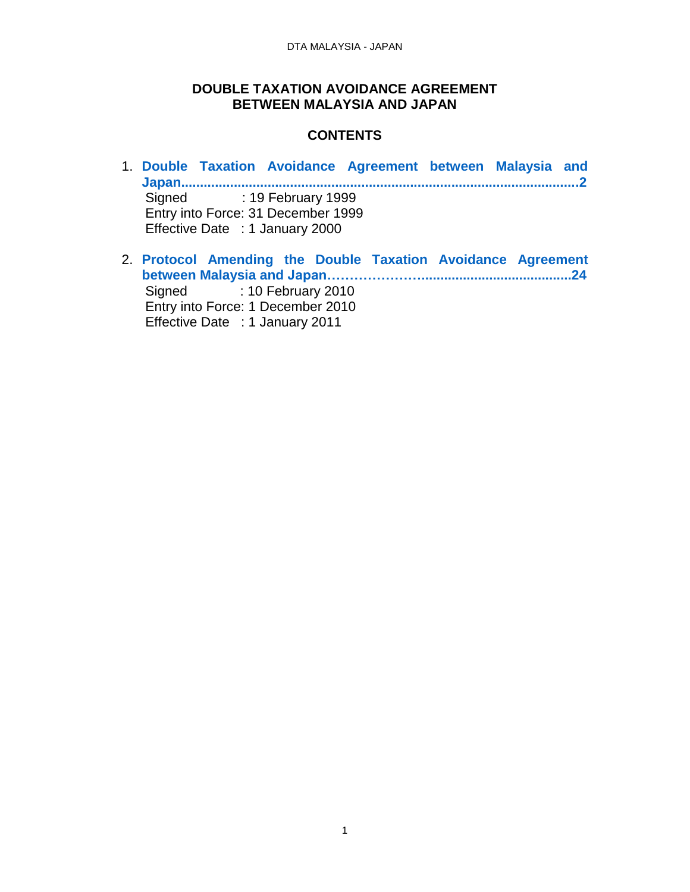# DOUBLE TAXATION AVOIDANCE AGREEMENT BETWEEN MALAYSIA AND JAPAN

## CONTENTS

1. **Double Taxation Avoidance Agreement between Malaysia and Japan.........................................................................................................2**
   Signed : 19 February 1999
   Entry into Force: 31 December 1999
   Effective Date : 1 January 2000

2. **Protocol Amending the Double Taxation Avoidance Agreement between Malaysia and Japan…………………......................................24**
   Signed : 10 February 2010
   Entry into Force: 1 December 2010
   Effective Date : 1 January 2011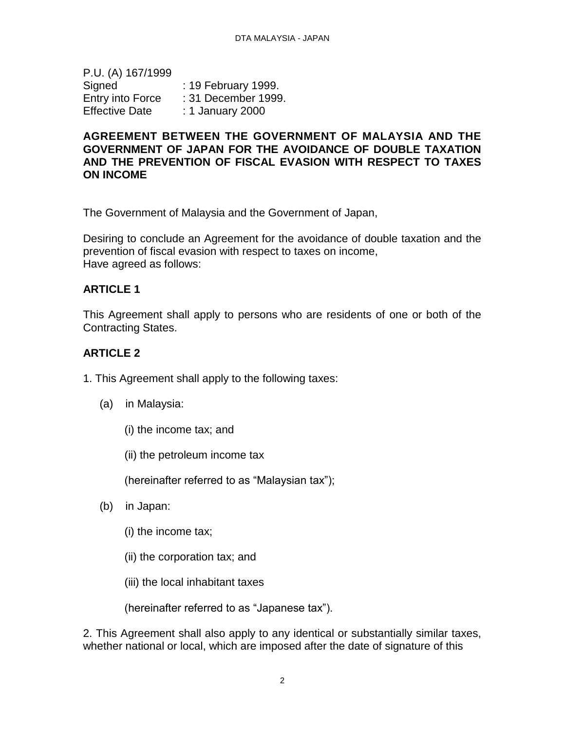P.U. (A) 167/1999
Signed : 19 February 1999.
Entry into Force : 31 December 1999.
Effective Date : 1 January 2000

**AGREEMENT BETWEEN THE GOVERNMENT OF MALAYSIA AND THE GOVERNMENT OF JAPAN FOR THE AVOIDANCE OF DOUBLE TAXATION AND THE PREVENTION OF FISCAL EVASION WITH RESPECT TO TAXES ON INCOME**

The Government of Malaysia and the Government of Japan,

Desiring to conclude an Agreement for the avoidance of double taxation and the prevention of fiscal evasion with respect to taxes on income,
Have agreed as follows:

**ARTICLE 1**

This Agreement shall apply to persons who are residents of one or both of the Contracting States.

**ARTICLE 2**

1. This Agreement shall apply to the following taxes:

(a) in Malaysia:

(i) the income tax; and

(ii) the petroleum income tax

(hereinafter referred to as "Malaysian tax");

(b) in Japan:

(i) the income tax;

(ii) the corporation tax; and

(iii) the local inhabitant taxes

(hereinafter referred to as "Japanese tax").

2. This Agreement shall also apply to any identical or substantially similar taxes, whether national or local, which are imposed after the date of signature of this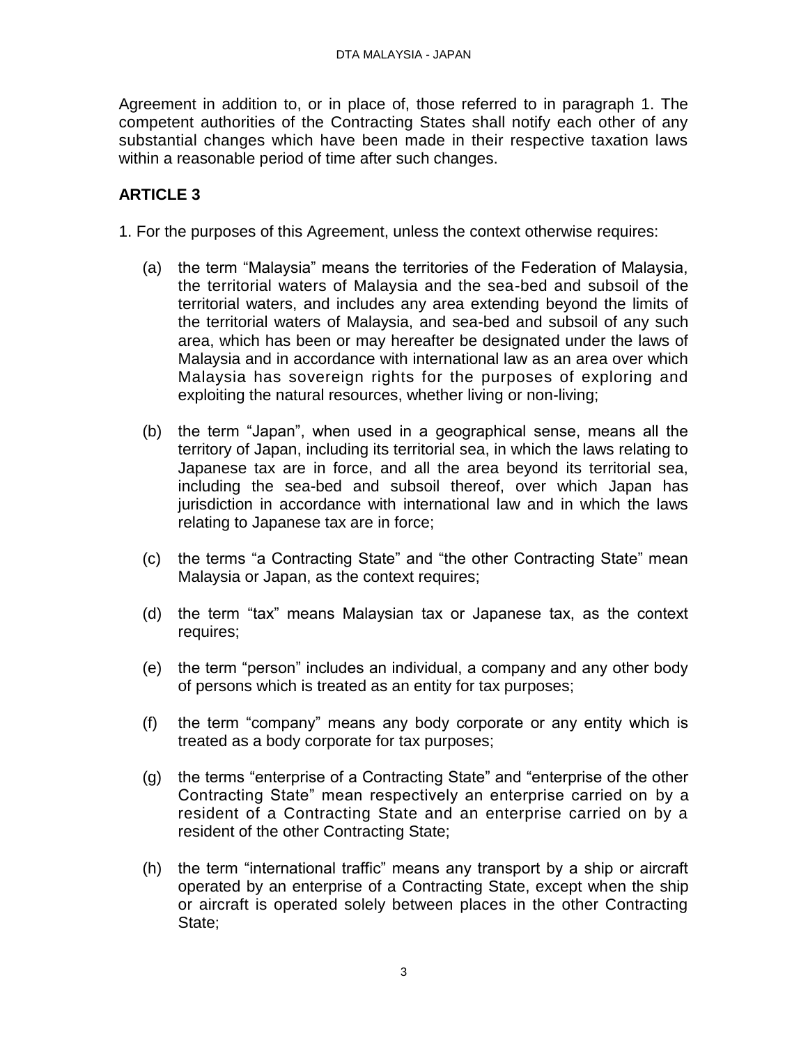Agreement in addition to, or in place of, those referred to in paragraph 1. The competent authorities of the Contracting States shall notify each other of any substantial changes which have been made in their respective taxation laws within a reasonable period of time after such changes.

## ARTICLE 3

1. For the purposes of this Agreement, unless the context otherwise requires:

(a) the term “Malaysia” means the territories of the Federation of Malaysia, the territorial waters of Malaysia and the sea-bed and subsoil of the territorial waters, and includes any area extending beyond the limits of the territorial waters of Malaysia, and sea-bed and subsoil of any such area, which has been or may hereafter be designated under the laws of Malaysia and in accordance with international law as an area over which Malaysia has sovereign rights for the purposes of exploring and exploiting the natural resources, whether living or non-living;

(b) the term “Japan”, when used in a geographical sense, means all the territory of Japan, including its territorial sea, in which the laws relating to Japanese tax are in force, and all the area beyond its territorial sea, including the sea-bed and subsoil thereof, over which Japan has jurisdiction in accordance with international law and in which the laws relating to Japanese tax are in force;

(c) the terms “a Contracting State” and “the other Contracting State” mean Malaysia or Japan, as the context requires;

(d) the term “tax” means Malaysian tax or Japanese tax, as the context requires;

(e) the term “person” includes an individual, a company and any other body of persons which is treated as an entity for tax purposes;

(f) the term “company” means any body corporate or any entity which is treated as a body corporate for tax purposes;

(g) the terms “enterprise of a Contracting State” and “enterprise of the other Contracting State” mean respectively an enterprise carried on by a resident of a Contracting State and an enterprise carried on by a resident of the other Contracting State;

(h) the term “international traffic” means any transport by a ship or aircraft operated by an enterprise of a Contracting State, except when the ship or aircraft is operated solely between places in the other Contracting State;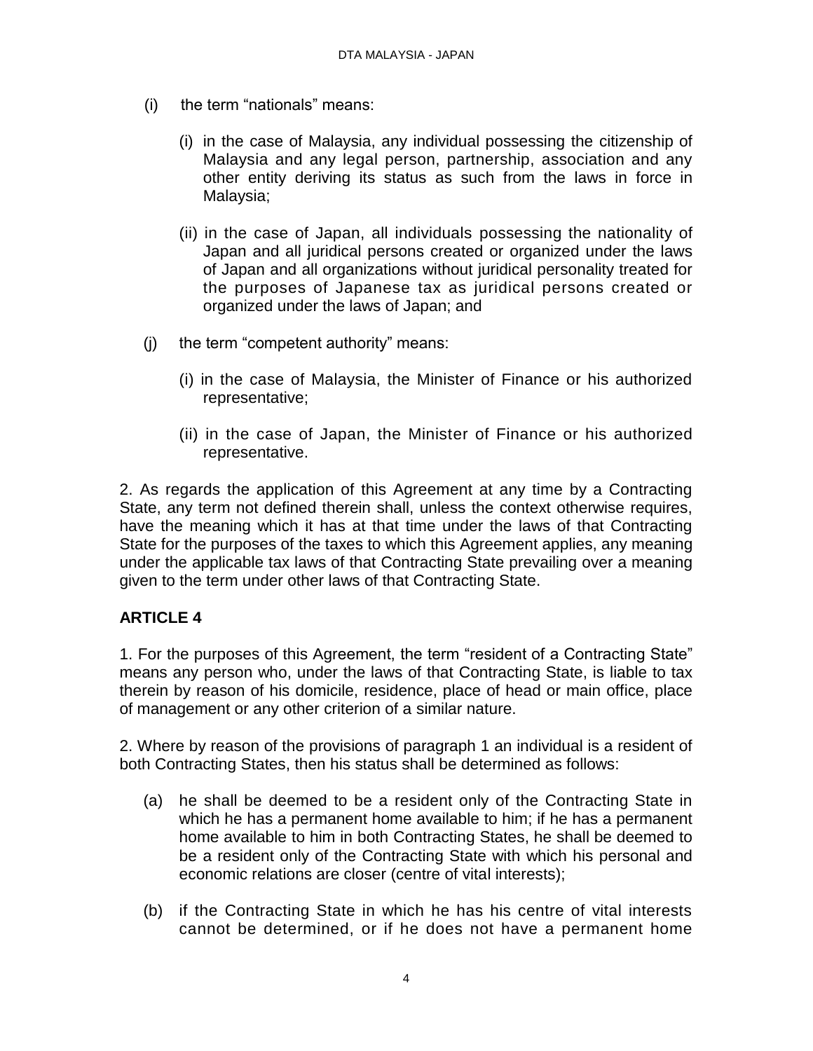(i) the term "nationals" means:

   (i) in the case of Malaysia, any individual possessing the citizenship of Malaysia and any legal person, partnership, association and any other entity deriving its status as such from the laws in force in Malaysia;

   (ii) in the case of Japan, all individuals possessing the nationality of Japan and all juridical persons created or organized under the laws of Japan and all organizations without juridical personality treated for the purposes of Japanese tax as juridical persons created or organized under the laws of Japan; and

(j) the term "competent authority" means:

   (i) in the case of Malaysia, the Minister of Finance or his authorized representative;

   (ii) in the case of Japan, the Minister of Finance or his authorized representative.

2. As regards the application of this Agreement at any time by a Contracting State, any term not defined therein shall, unless the context otherwise requires, have the meaning which it has at that time under the laws of that Contracting State for the purposes of the taxes to which this Agreement applies, any meaning under the applicable tax laws of that Contracting State prevailing over a meaning given to the term under other laws of that Contracting State.

## ARTICLE 4

1. For the purposes of this Agreement, the term "resident of a Contracting State" means any person who, under the laws of that Contracting State, is liable to tax therein by reason of his domicile, residence, place of head or main office, place of management or any other criterion of a similar nature.

2. Where by reason of the provisions of paragraph 1 an individual is a resident of both Contracting States, then his status shall be determined as follows:

(a) he shall be deemed to be a resident only of the Contracting State in which he has a permanent home available to him; if he has a permanent home available to him in both Contracting States, he shall be deemed to be a resident only of the Contracting State with which his personal and economic relations are closer (centre of vital interests);

(b) if the Contracting State in which he has his centre of vital interests cannot be determined, or if he does not have a permanent home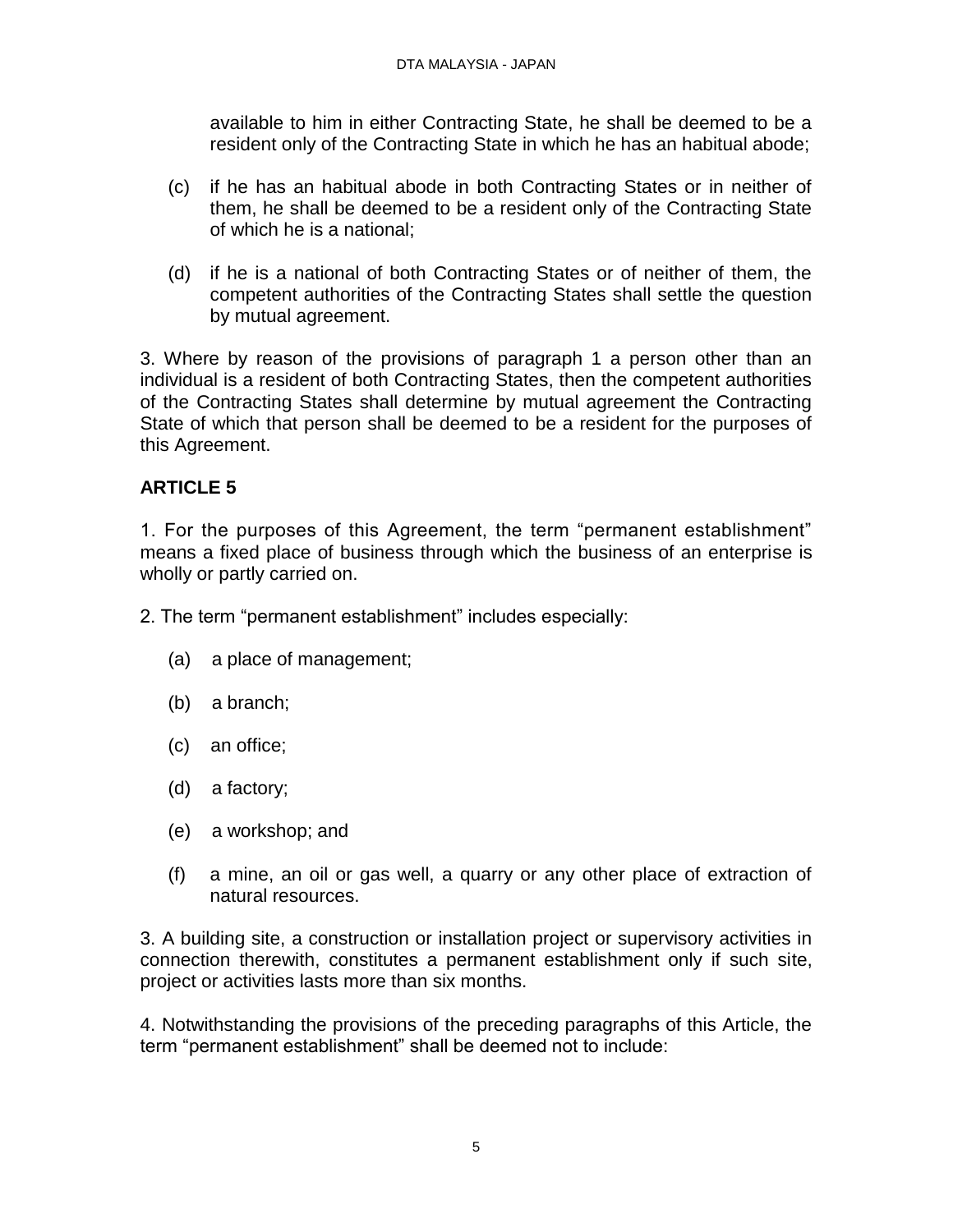available to him in either Contracting State, he shall be deemed to be a resident only of the Contracting State in which he has an habitual abode;

(c) if he has an habitual abode in both Contracting States or in neither of them, he shall be deemed to be a resident only of the Contracting State of which he is a national;

(d) if he is a national of both Contracting States or of neither of them, the competent authorities of the Contracting States shall settle the question by mutual agreement.

3. Where by reason of the provisions of paragraph 1 a person other than an individual is a resident of both Contracting States, then the competent authorities of the Contracting States shall determine by mutual agreement the Contracting State of which that person shall be deemed to be a resident for the purposes of this Agreement.

**ARTICLE 5**

1. For the purposes of this Agreement, the term "permanent establishment" means a fixed place of business through which the business of an enterprise is wholly or partly carried on.

2. The term "permanent establishment" includes especially:

(a) a place of management;

(b) a branch;

(c) an office;

(d) a factory;

(e) a workshop; and

(f) a mine, an oil or gas well, a quarry or any other place of extraction of natural resources.

3. A building site, a construction or installation project or supervisory activities in connection therewith, constitutes a permanent establishment only if such site, project or activities lasts more than six months.

4. Notwithstanding the provisions of the preceding paragraphs of this Article, the term "permanent establishment" shall be deemed not to include: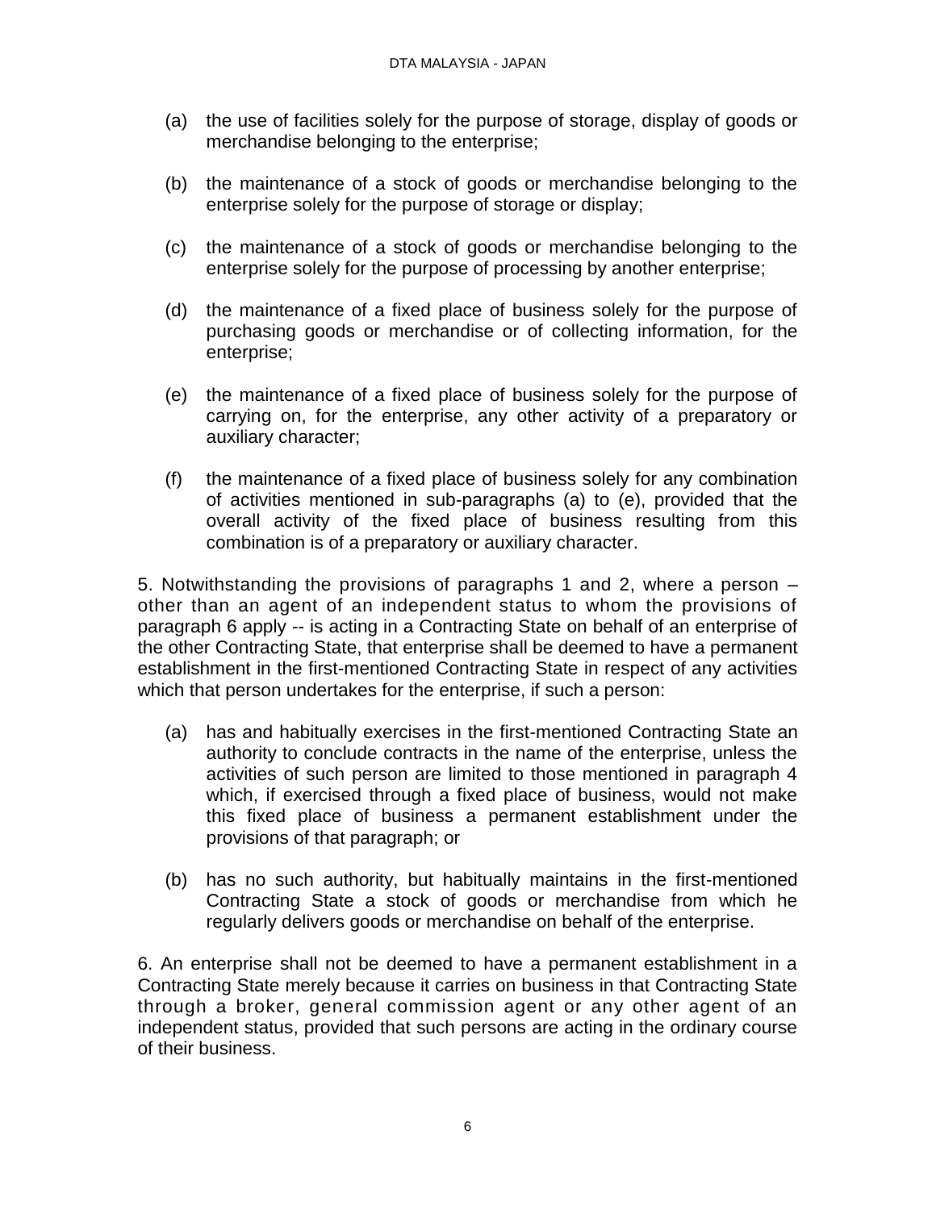(a) the use of facilities solely for the purpose of storage, display of goods or merchandise belonging to the enterprise;

(b) the maintenance of a stock of goods or merchandise belonging to the enterprise solely for the purpose of storage or display;

(c) the maintenance of a stock of goods or merchandise belonging to the enterprise solely for the purpose of processing by another enterprise;

(d) the maintenance of a fixed place of business solely for the purpose of purchasing goods or merchandise or of collecting information, for the enterprise;

(e) the maintenance of a fixed place of business solely for the purpose of carrying on, for the enterprise, any other activity of a preparatory or auxiliary character;

(f) the maintenance of a fixed place of business solely for any combination of activities mentioned in sub-paragraphs (a) to (e), provided that the overall activity of the fixed place of business resulting from this combination is of a preparatory or auxiliary character.

5. Notwithstanding the provisions of paragraphs 1 and 2, where a person – other than an agent of an independent status to whom the provisions of paragraph 6 apply -- is acting in a Contracting State on behalf of an enterprise of the other Contracting State, that enterprise shall be deemed to have a permanent establishment in the first-mentioned Contracting State in respect of any activities which that person undertakes for the enterprise, if such a person:

(a) has and habitually exercises in the first-mentioned Contracting State an authority to conclude contracts in the name of the enterprise, unless the activities of such person are limited to those mentioned in paragraph 4 which, if exercised through a fixed place of business, would not make this fixed place of business a permanent establishment under the provisions of that paragraph; or

(b) has no such authority, but habitually maintains in the first-mentioned Contracting State a stock of goods or merchandise from which he regularly delivers goods or merchandise on behalf of the enterprise.

6. An enterprise shall not be deemed to have a permanent establishment in a Contracting State merely because it carries on business in that Contracting State through a broker, general commission agent or any other agent of an independent status, provided that such persons are acting in the ordinary course of their business.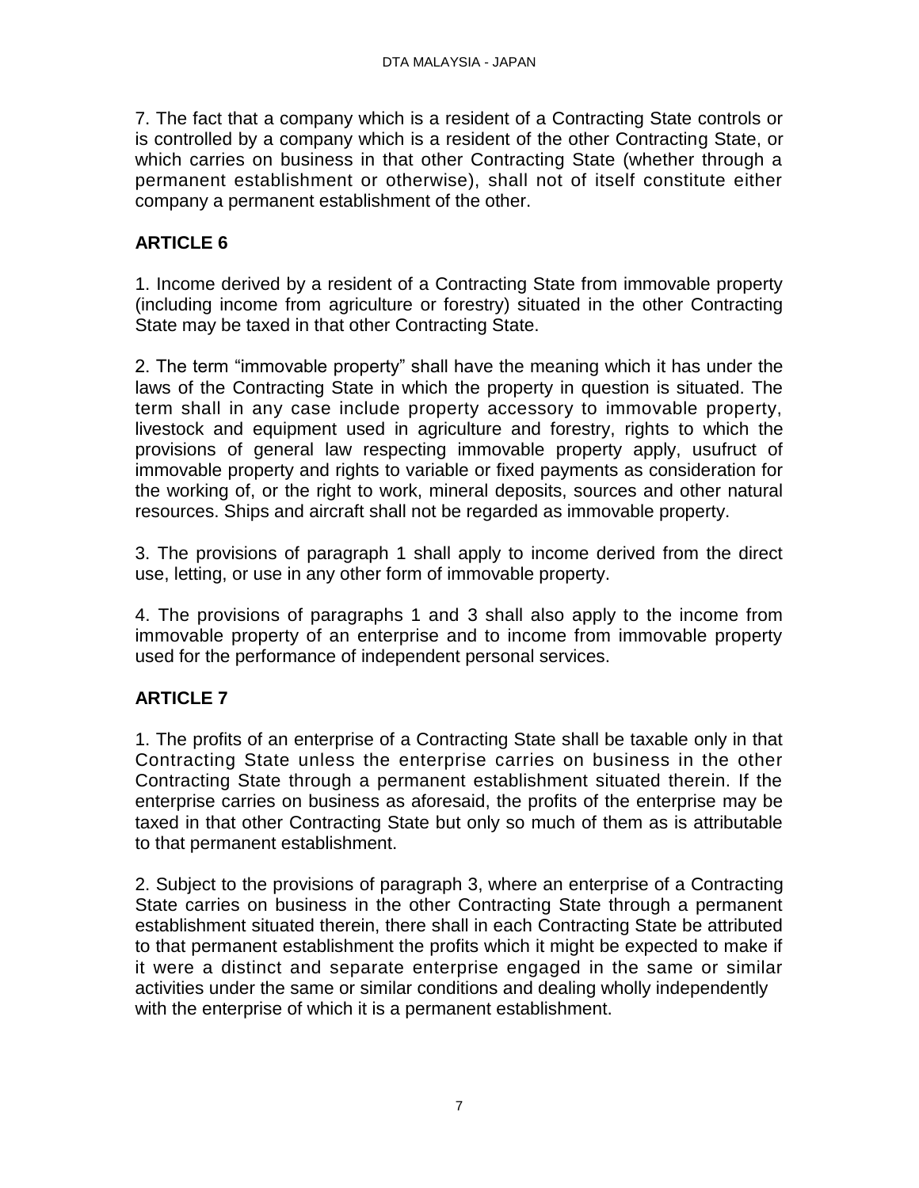7. The fact that a company which is a resident of a Contracting State controls or is controlled by a company which is a resident of the other Contracting State, or which carries on business in that other Contracting State (whether through a permanent establishment or otherwise), shall not of itself constitute either company a permanent establishment of the other.

## ARTICLE 6

1. Income derived by a resident of a Contracting State from immovable property (including income from agriculture or forestry) situated in the other Contracting State may be taxed in that other Contracting State.

2. The term “immovable property” shall have the meaning which it has under the laws of the Contracting State in which the property in question is situated. The term shall in any case include property accessory to immovable property, livestock and equipment used in agriculture and forestry, rights to which the provisions of general law respecting immovable property apply, usufruct of immovable property and rights to variable or fixed payments as consideration for the working of, or the right to work, mineral deposits, sources and other natural resources. Ships and aircraft shall not be regarded as immovable property.

3. The provisions of paragraph 1 shall apply to income derived from the direct use, letting, or use in any other form of immovable property.

4. The provisions of paragraphs 1 and 3 shall also apply to the income from immovable property of an enterprise and to income from immovable property used for the performance of independent personal services.

## ARTICLE 7

1. The profits of an enterprise of a Contracting State shall be taxable only in that Contracting State unless the enterprise carries on business in the other Contracting State through a permanent establishment situated therein. If the enterprise carries on business as aforesaid, the profits of the enterprise may be taxed in that other Contracting State but only so much of them as is attributable to that permanent establishment.

2. Subject to the provisions of paragraph 3, where an enterprise of a Contracting State carries on business in the other Contracting State through a permanent establishment situated therein, there shall in each Contracting State be attributed to that permanent establishment the profits which it might be expected to make if it were a distinct and separate enterprise engaged in the same or similar activities under the same or similar conditions and dealing wholly independently with the enterprise of which it is a permanent establishment.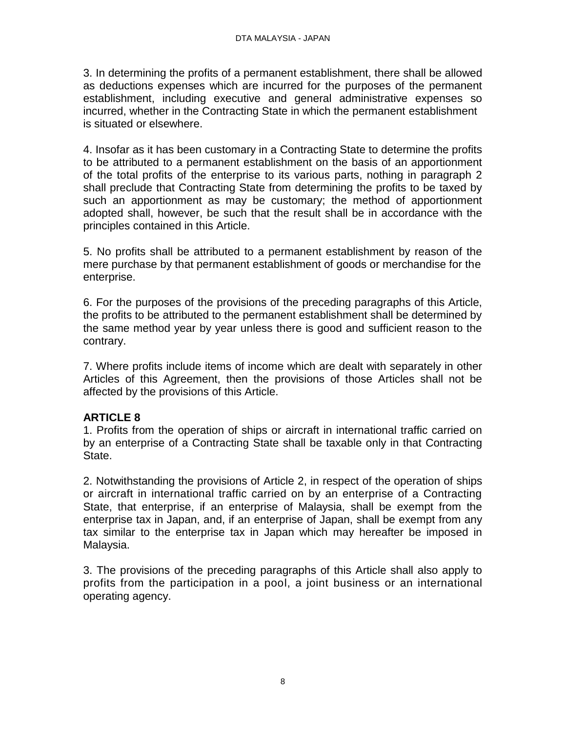3. In determining the profits of a permanent establishment, there shall be allowed as deductions expenses which are incurred for the purposes of the permanent establishment, including executive and general administrative expenses so incurred, whether in the Contracting State in which the permanent establishment is situated or elsewhere.

4. Insofar as it has been customary in a Contracting State to determine the profits to be attributed to a permanent establishment on the basis of an apportionment of the total profits of the enterprise to its various parts, nothing in paragraph 2 shall preclude that Contracting State from determining the profits to be taxed by such an apportionment as may be customary; the method of apportionment adopted shall, however, be such that the result shall be in accordance with the principles contained in this Article.

5. No profits shall be attributed to a permanent establishment by reason of the mere purchase by that permanent establishment of goods or merchandise for the enterprise.

6. For the purposes of the provisions of the preceding paragraphs of this Article, the profits to be attributed to the permanent establishment shall be determined by the same method year by year unless there is good and sufficient reason to the contrary.

7. Where profits include items of income which are dealt with separately in other Articles of this Agreement, then the provisions of those Articles shall not be affected by the provisions of this Article.

## ARTICLE 8

1. Profits from the operation of ships or aircraft in international traffic carried on by an enterprise of a Contracting State shall be taxable only in that Contracting State.

2. Notwithstanding the provisions of Article 2, in respect of the operation of ships or aircraft in international traffic carried on by an enterprise of a Contracting State, that enterprise, if an enterprise of Malaysia, shall be exempt from the enterprise tax in Japan, and, if an enterprise of Japan, shall be exempt from any tax similar to the enterprise tax in Japan which may hereafter be imposed in Malaysia.

3. The provisions of the preceding paragraphs of this Article shall also apply to profits from the participation in a pool, a joint business or an international operating agency.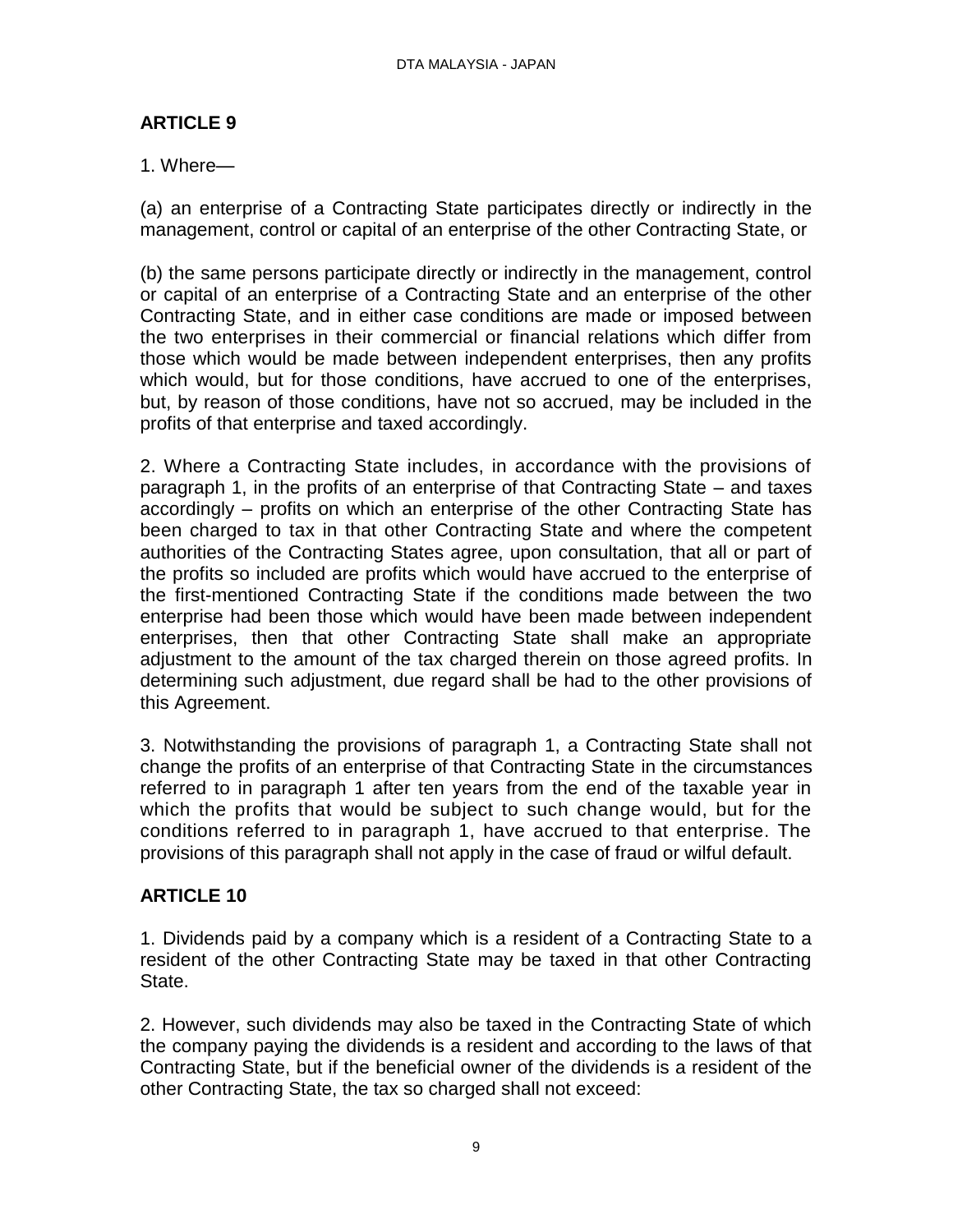## ARTICLE 9

1. Where—

(a) an enterprise of a Contracting State participates directly or indirectly in the management, control or capital of an enterprise of the other Contracting State, or

(b) the same persons participate directly or indirectly in the management, control or capital of an enterprise of a Contracting State and an enterprise of the other Contracting State, and in either case conditions are made or imposed between the two enterprises in their commercial or financial relations which differ from those which would be made between independent enterprises, then any profits which would, but for those conditions, have accrued to one of the enterprises, but, by reason of those conditions, have not so accrued, may be included in the profits of that enterprise and taxed accordingly.

2. Where a Contracting State includes, in accordance with the provisions of paragraph 1, in the profits of an enterprise of that Contracting State – and taxes accordingly – profits on which an enterprise of the other Contracting State has been charged to tax in that other Contracting State and where the competent authorities of the Contracting States agree, upon consultation, that all or part of the profits so included are profits which would have accrued to the enterprise of the first-mentioned Contracting State if the conditions made between the two enterprise had been those which would have been made between independent enterprises, then that other Contracting State shall make an appropriate adjustment to the amount of the tax charged therein on those agreed profits. In determining such adjustment, due regard shall be had to the other provisions of this Agreement.

3. Notwithstanding the provisions of paragraph 1, a Contracting State shall not change the profits of an enterprise of that Contracting State in the circumstances referred to in paragraph 1 after ten years from the end of the taxable year in which the profits that would be subject to such change would, but for the conditions referred to in paragraph 1, have accrued to that enterprise. The provisions of this paragraph shall not apply in the case of fraud or wilful default.

## ARTICLE 10

1. Dividends paid by a company which is a resident of a Contracting State to a resident of the other Contracting State may be taxed in that other Contracting State.

2. However, such dividends may also be taxed in the Contracting State of which the company paying the dividends is a resident and according to the laws of that Contracting State, but if the beneficial owner of the dividends is a resident of the other Contracting State, the tax so charged shall not exceed: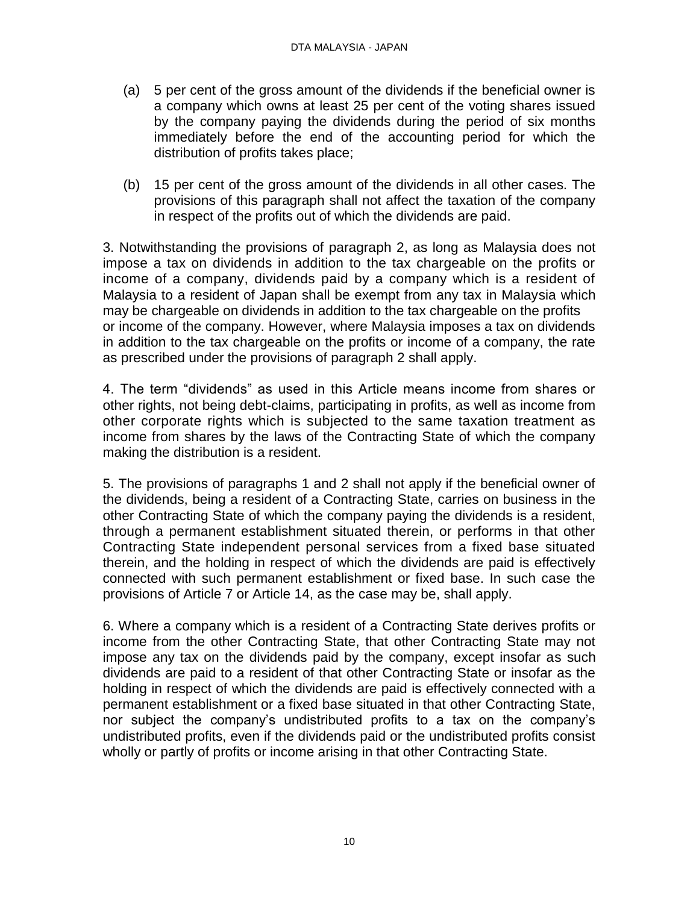(a) 5 per cent of the gross amount of the dividends if the beneficial owner is a company which owns at least 25 per cent of the voting shares issued by the company paying the dividends during the period of six months immediately before the end of the accounting period for which the distribution of profits takes place;

(b) 15 per cent of the gross amount of the dividends in all other cases. The provisions of this paragraph shall not affect the taxation of the company in respect of the profits out of which the dividends are paid.

3. Notwithstanding the provisions of paragraph 2, as long as Malaysia does not impose a tax on dividends in addition to the tax chargeable on the profits or income of a company, dividends paid by a company which is a resident of Malaysia to a resident of Japan shall be exempt from any tax in Malaysia which may be chargeable on dividends in addition to the tax chargeable on the profits or income of the company. However, where Malaysia imposes a tax on dividends in addition to the tax chargeable on the profits or income of a company, the rate as prescribed under the provisions of paragraph 2 shall apply.

4. The term "dividends" as used in this Article means income from shares or other rights, not being debt-claims, participating in profits, as well as income from other corporate rights which is subjected to the same taxation treatment as income from shares by the laws of the Contracting State of which the company making the distribution is a resident.

5. The provisions of paragraphs 1 and 2 shall not apply if the beneficial owner of the dividends, being a resident of a Contracting State, carries on business in the other Contracting State of which the company paying the dividends is a resident, through a permanent establishment situated therein, or performs in that other Contracting State independent personal services from a fixed base situated therein, and the holding in respect of which the dividends are paid is effectively connected with such permanent establishment or fixed base. In such case the provisions of Article 7 or Article 14, as the case may be, shall apply.

6. Where a company which is a resident of a Contracting State derives profits or income from the other Contracting State, that other Contracting State may not impose any tax on the dividends paid by the company, except insofar as such dividends are paid to a resident of that other Contracting State or insofar as the holding in respect of which the dividends are paid is effectively connected with a permanent establishment or a fixed base situated in that other Contracting State, nor subject the company's undistributed profits to a tax on the company's undistributed profits, even if the dividends paid or the undistributed profits consist wholly or partly of profits or income arising in that other Contracting State.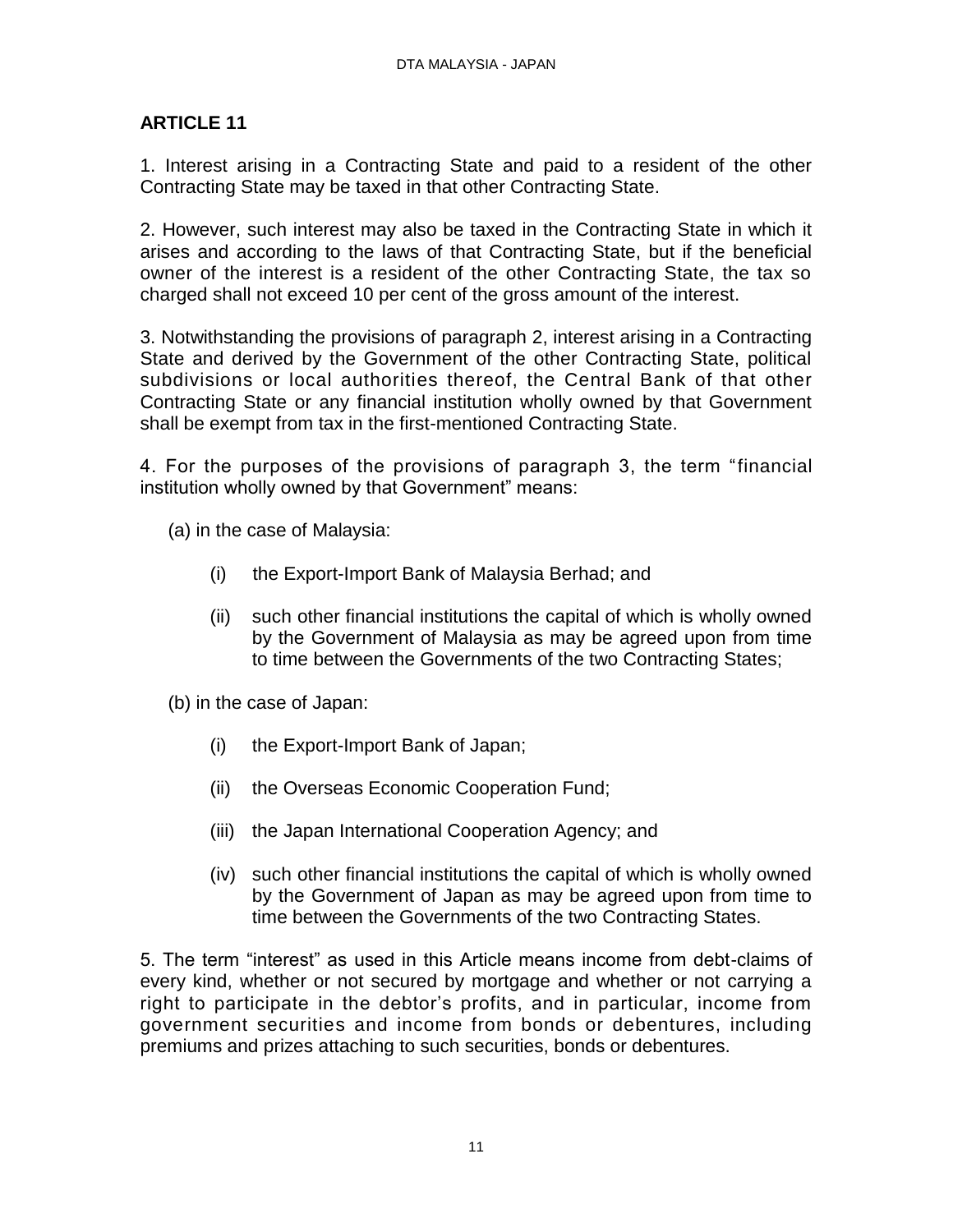## ARTICLE 11

1. Interest arising in a Contracting State and paid to a resident of the other Contracting State may be taxed in that other Contracting State.

2. However, such interest may also be taxed in the Contracting State in which it arises and according to the laws of that Contracting State, but if the beneficial owner of the interest is a resident of the other Contracting State, the tax so charged shall not exceed 10 per cent of the gross amount of the interest.

3. Notwithstanding the provisions of paragraph 2, interest arising in a Contracting State and derived by the Government of the other Contracting State, political subdivisions or local authorities thereof, the Central Bank of that other Contracting State or any financial institution wholly owned by that Government shall be exempt from tax in the first-mentioned Contracting State.

4. For the purposes of the provisions of paragraph 3, the term "financial institution wholly owned by that Government" means:

(a) in the case of Malaysia:

- (i) the Export-Import Bank of Malaysia Berhad; and
- (ii) such other financial institutions the capital of which is wholly owned by the Government of Malaysia as may be agreed upon from time to time between the Governments of the two Contracting States;

(b) in the case of Japan:

- (i) the Export-Import Bank of Japan;
- (ii) the Overseas Economic Cooperation Fund;
- (iii) the Japan International Cooperation Agency; and
- (iv) such other financial institutions the capital of which is wholly owned by the Government of Japan as may be agreed upon from time to time between the Governments of the two Contracting States.

5. The term "interest" as used in this Article means income from debt-claims of every kind, whether or not secured by mortgage and whether or not carrying a right to participate in the debtor's profits, and in particular, income from government securities and income from bonds or debentures, including premiums and prizes attaching to such securities, bonds or debentures.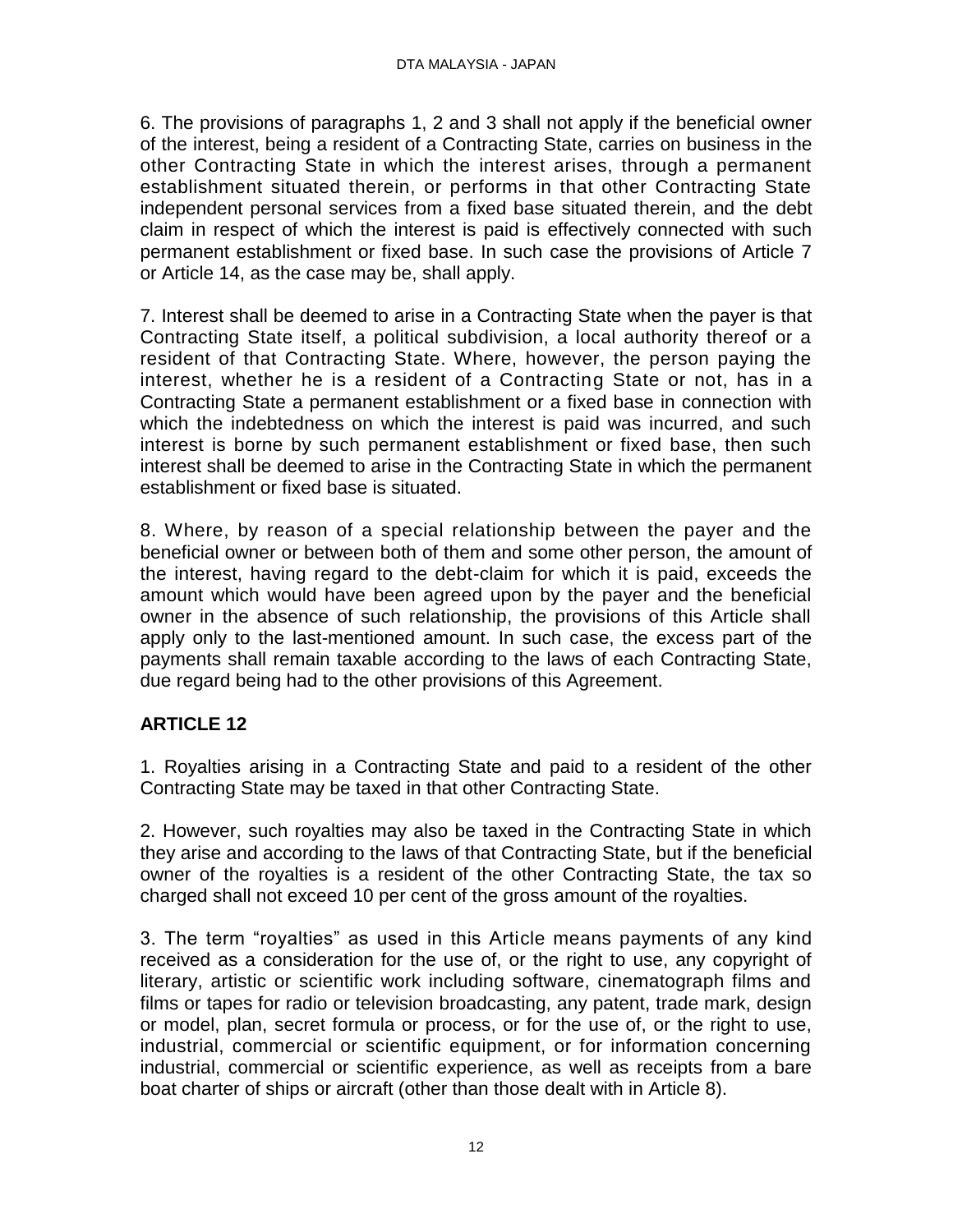6. The provisions of paragraphs 1, 2 and 3 shall not apply if the beneficial owner of the interest, being a resident of a Contracting State, carries on business in the other Contracting State in which the interest arises, through a permanent establishment situated therein, or performs in that other Contracting State independent personal services from a fixed base situated therein, and the debt claim in respect of which the interest is paid is effectively connected with such permanent establishment or fixed base. In such case the provisions of Article 7 or Article 14, as the case may be, shall apply.

7. Interest shall be deemed to arise in a Contracting State when the payer is that Contracting State itself, a political subdivision, a local authority thereof or a resident of that Contracting State. Where, however, the person paying the interest, whether he is a resident of a Contracting State or not, has in a Contracting State a permanent establishment or a fixed base in connection with which the indebtedness on which the interest is paid was incurred, and such interest is borne by such permanent establishment or fixed base, then such interest shall be deemed to arise in the Contracting State in which the permanent establishment or fixed base is situated.

8. Where, by reason of a special relationship between the payer and the beneficial owner or between both of them and some other person, the amount of the interest, having regard to the debt-claim for which it is paid, exceeds the amount which would have been agreed upon by the payer and the beneficial owner in the absence of such relationship, the provisions of this Article shall apply only to the last-mentioned amount. In such case, the excess part of the payments shall remain taxable according to the laws of each Contracting State, due regard being had to the other provisions of this Agreement.

## ARTICLE 12

1. Royalties arising in a Contracting State and paid to a resident of the other Contracting State may be taxed in that other Contracting State.

2. However, such royalties may also be taxed in the Contracting State in which they arise and according to the laws of that Contracting State, but if the beneficial owner of the royalties is a resident of the other Contracting State, the tax so charged shall not exceed 10 per cent of the gross amount of the royalties.

3. The term "royalties" as used in this Article means payments of any kind received as a consideration for the use of, or the right to use, any copyright of literary, artistic or scientific work including software, cinematograph films and films or tapes for radio or television broadcasting, any patent, trade mark, design or model, plan, secret formula or process, or for the use of, or the right to use, industrial, commercial or scientific equipment, or for information concerning industrial, commercial or scientific experience, as well as receipts from a bare boat charter of ships or aircraft (other than those dealt with in Article 8).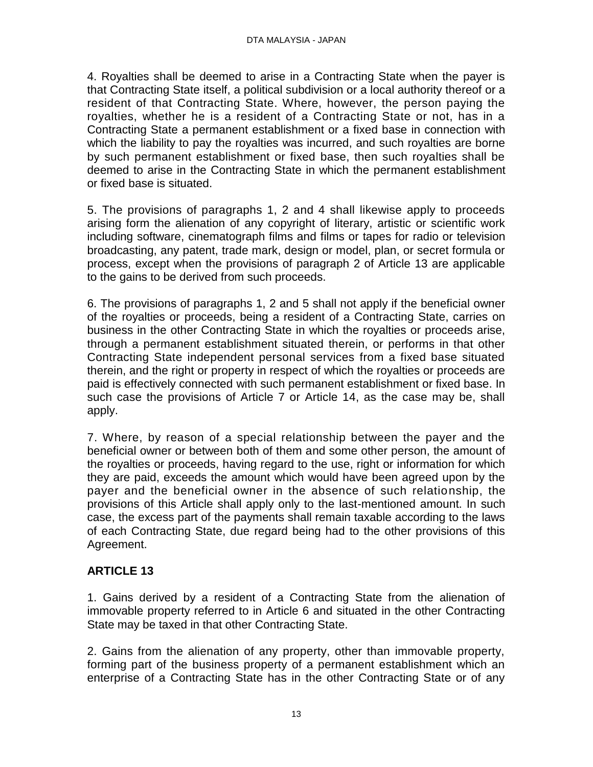4. Royalties shall be deemed to arise in a Contracting State when the payer is that Contracting State itself, a political subdivision or a local authority thereof or a resident of that Contracting State. Where, however, the person paying the royalties, whether he is a resident of a Contracting State or not, has in a Contracting State a permanent establishment or a fixed base in connection with which the liability to pay the royalties was incurred, and such royalties are borne by such permanent establishment or fixed base, then such royalties shall be deemed to arise in the Contracting State in which the permanent establishment or fixed base is situated.

5. The provisions of paragraphs 1, 2 and 4 shall likewise apply to proceeds arising form the alienation of any copyright of literary, artistic or scientific work including software, cinematograph films and films or tapes for radio or television broadcasting, any patent, trade mark, design or model, plan, or secret formula or process, except when the provisions of paragraph 2 of Article 13 are applicable to the gains to be derived from such proceeds.

6. The provisions of paragraphs 1, 2 and 5 shall not apply if the beneficial owner of the royalties or proceeds, being a resident of a Contracting State, carries on business in the other Contracting State in which the royalties or proceeds arise, through a permanent establishment situated therein, or performs in that other Contracting State independent personal services from a fixed base situated therein, and the right or property in respect of which the royalties or proceeds are paid is effectively connected with such permanent establishment or fixed base. In such case the provisions of Article 7 or Article 14, as the case may be, shall apply.

7. Where, by reason of a special relationship between the payer and the beneficial owner or between both of them and some other person, the amount of the royalties or proceeds, having regard to the use, right or information for which they are paid, exceeds the amount which would have been agreed upon by the payer and the beneficial owner in the absence of such relationship, the provisions of this Article shall apply only to the last-mentioned amount. In such case, the excess part of the payments shall remain taxable according to the laws of each Contracting State, due regard being had to the other provisions of this Agreement.

## ARTICLE 13

1. Gains derived by a resident of a Contracting State from the alienation of immovable property referred to in Article 6 and situated in the other Contracting State may be taxed in that other Contracting State.

2. Gains from the alienation of any property, other than immovable property, forming part of the business property of a permanent establishment which an enterprise of a Contracting State has in the other Contracting State or of any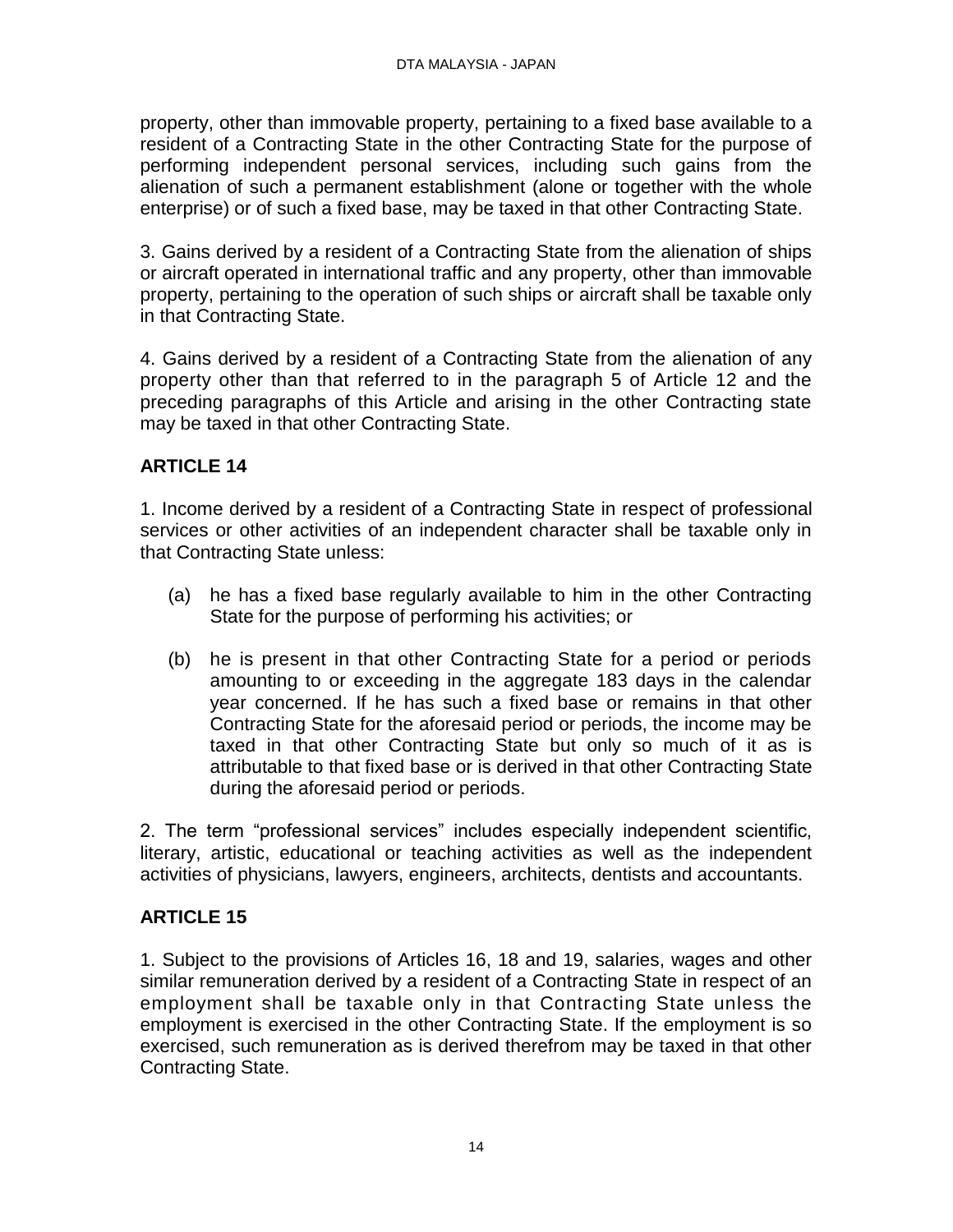property, other than immovable property, pertaining to a fixed base available to a resident of a Contracting State in the other Contracting State for the purpose of performing independent personal services, including such gains from the alienation of such a permanent establishment (alone or together with the whole enterprise) or of such a fixed base, may be taxed in that other Contracting State.

3. Gains derived by a resident of a Contracting State from the alienation of ships or aircraft operated in international traffic and any property, other than immovable property, pertaining to the operation of such ships or aircraft shall be taxable only in that Contracting State.

4. Gains derived by a resident of a Contracting State from the alienation of any property other than that referred to in the paragraph 5 of Article 12 and the preceding paragraphs of this Article and arising in the other Contracting state may be taxed in that other Contracting State.

## ARTICLE 14

1. Income derived by a resident of a Contracting State in respect of professional services or other activities of an independent character shall be taxable only in that Contracting State unless:

(a) he has a fixed base regularly available to him in the other Contracting State for the purpose of performing his activities; or

(b) he is present in that other Contracting State for a period or periods amounting to or exceeding in the aggregate 183 days in the calendar year concerned. If he has such a fixed base or remains in that other Contracting State for the aforesaid period or periods, the income may be taxed in that other Contracting State but only so much of it as is attributable to that fixed base or is derived in that other Contracting State during the aforesaid period or periods.

2. The term "professional services" includes especially independent scientific, literary, artistic, educational or teaching activities as well as the independent activities of physicians, lawyers, engineers, architects, dentists and accountants.

## ARTICLE 15

1. Subject to the provisions of Articles 16, 18 and 19, salaries, wages and other similar remuneration derived by a resident of a Contracting State in respect of an employment shall be taxable only in that Contracting State unless the employment is exercised in the other Contracting State. If the employment is so exercised, such remuneration as is derived therefrom may be taxed in that other Contracting State.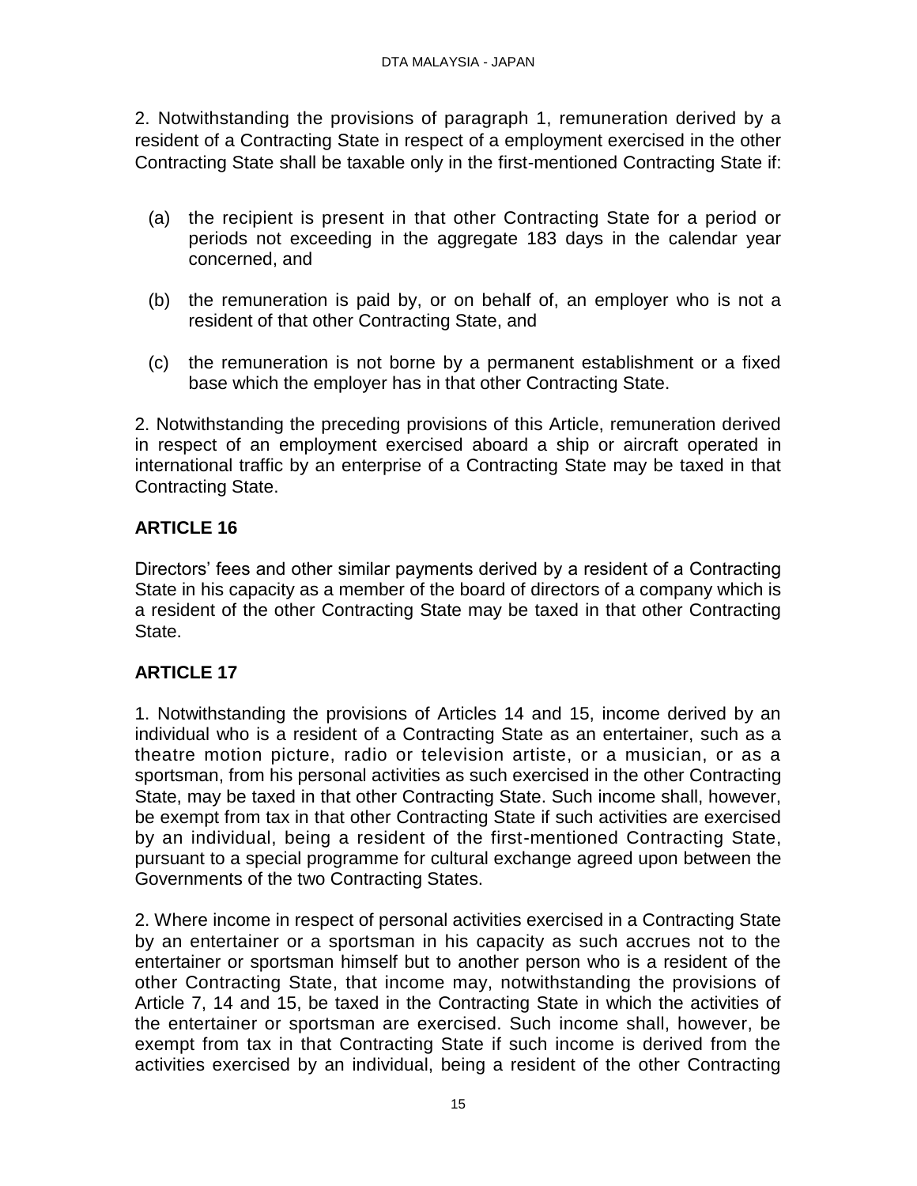2. Notwithstanding the provisions of paragraph 1, remuneration derived by a resident of a Contracting State in respect of a employment exercised in the other Contracting State shall be taxable only in the first-mentioned Contracting State if:

(a) the recipient is present in that other Contracting State for a period or periods not exceeding in the aggregate 183 days in the calendar year concerned, and

(b) the remuneration is paid by, or on behalf of, an employer who is not a resident of that other Contracting State, and

(c) the remuneration is not borne by a permanent establishment or a fixed base which the employer has in that other Contracting State.

2. Notwithstanding the preceding provisions of this Article, remuneration derived in respect of an employment exercised aboard a ship or aircraft operated in international traffic by an enterprise of a Contracting State may be taxed in that Contracting State.

## ARTICLE 16

Directors' fees and other similar payments derived by a resident of a Contracting State in his capacity as a member of the board of directors of a company which is a resident of the other Contracting State may be taxed in that other Contracting State.

## ARTICLE 17

1. Notwithstanding the provisions of Articles 14 and 15, income derived by an individual who is a resident of a Contracting State as an entertainer, such as a theatre motion picture, radio or television artiste, or a musician, or as a sportsman, from his personal activities as such exercised in the other Contracting State, may be taxed in that other Contracting State. Such income shall, however, be exempt from tax in that other Contracting State if such activities are exercised by an individual, being a resident of the first-mentioned Contracting State, pursuant to a special programme for cultural exchange agreed upon between the Governments of the two Contracting States.

2. Where income in respect of personal activities exercised in a Contracting State by an entertainer or a sportsman in his capacity as such accrues not to the entertainer or sportsman himself but to another person who is a resident of the other Contracting State, that income may, notwithstanding the provisions of Article 7, 14 and 15, be taxed in the Contracting State in which the activities of the entertainer or sportsman are exercised. Such income shall, however, be exempt from tax in that Contracting State if such income is derived from the activities exercised by an individual, being a resident of the other Contracting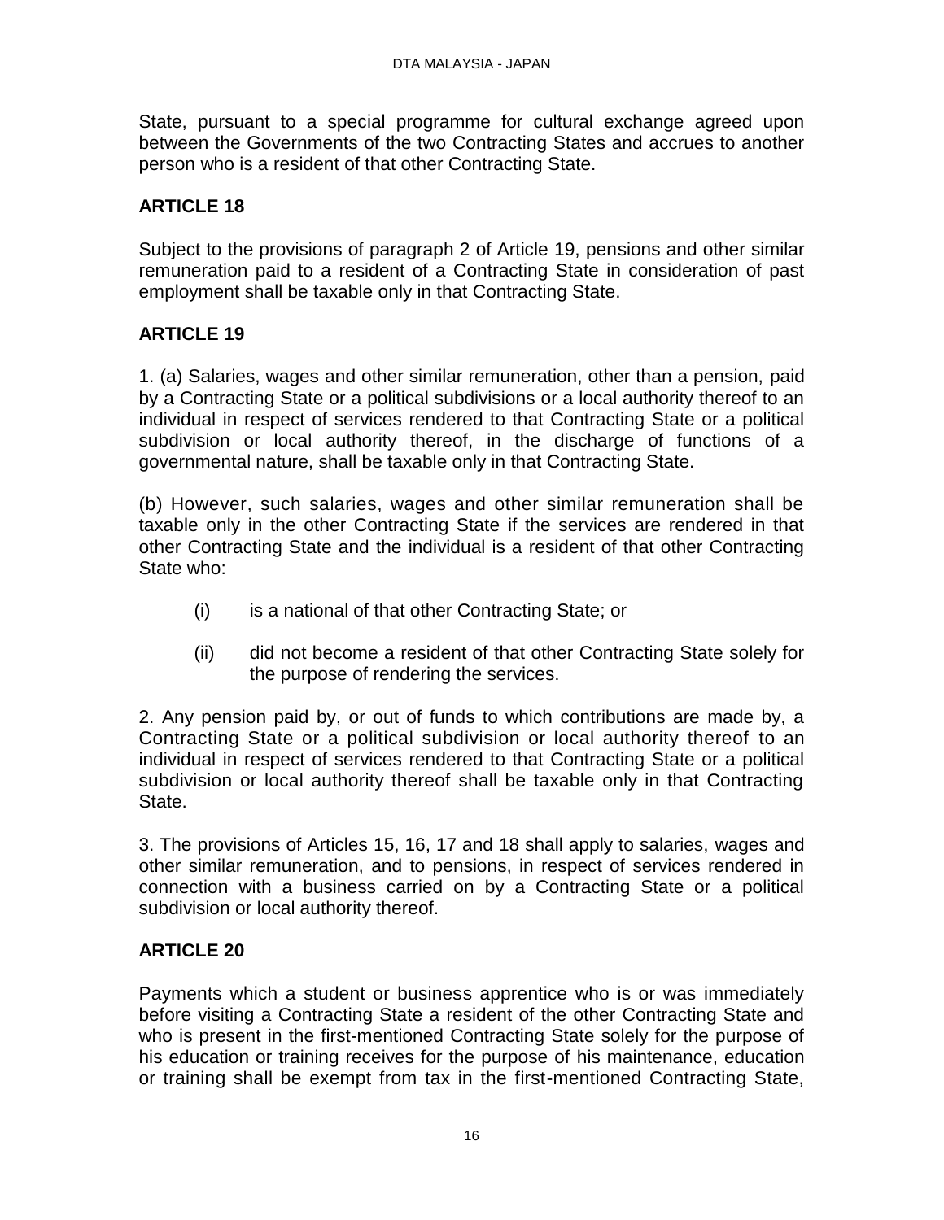State, pursuant to a special programme for cultural exchange agreed upon between the Governments of the two Contracting States and accrues to another person who is a resident of that other Contracting State.

## ARTICLE 18

Subject to the provisions of paragraph 2 of Article 19, pensions and other similar remuneration paid to a resident of a Contracting State in consideration of past employment shall be taxable only in that Contracting State.

## ARTICLE 19

1. (a) Salaries, wages and other similar remuneration, other than a pension, paid by a Contracting State or a political subdivisions or a local authority thereof to an individual in respect of services rendered to that Contracting State or a political subdivision or local authority thereof, in the discharge of functions of a governmental nature, shall be taxable only in that Contracting State.

(b) However, such salaries, wages and other similar remuneration shall be taxable only in the other Contracting State if the services are rendered in that other Contracting State and the individual is a resident of that other Contracting State who:

- (i) is a national of that other Contracting State; or
- (ii) did not become a resident of that other Contracting State solely for the purpose of rendering the services.

2. Any pension paid by, or out of funds to which contributions are made by, a Contracting State or a political subdivision or local authority thereof to an individual in respect of services rendered to that Contracting State or a political subdivision or local authority thereof shall be taxable only in that Contracting State.

3. The provisions of Articles 15, 16, 17 and 18 shall apply to salaries, wages and other similar remuneration, and to pensions, in respect of services rendered in connection with a business carried on by a Contracting State or a political subdivision or local authority thereof.

## ARTICLE 20

Payments which a student or business apprentice who is or was immediately before visiting a Contracting State a resident of the other Contracting State and who is present in the first-mentioned Contracting State solely for the purpose of his education or training receives for the purpose of his maintenance, education or training shall be exempt from tax in the first-mentioned Contracting State,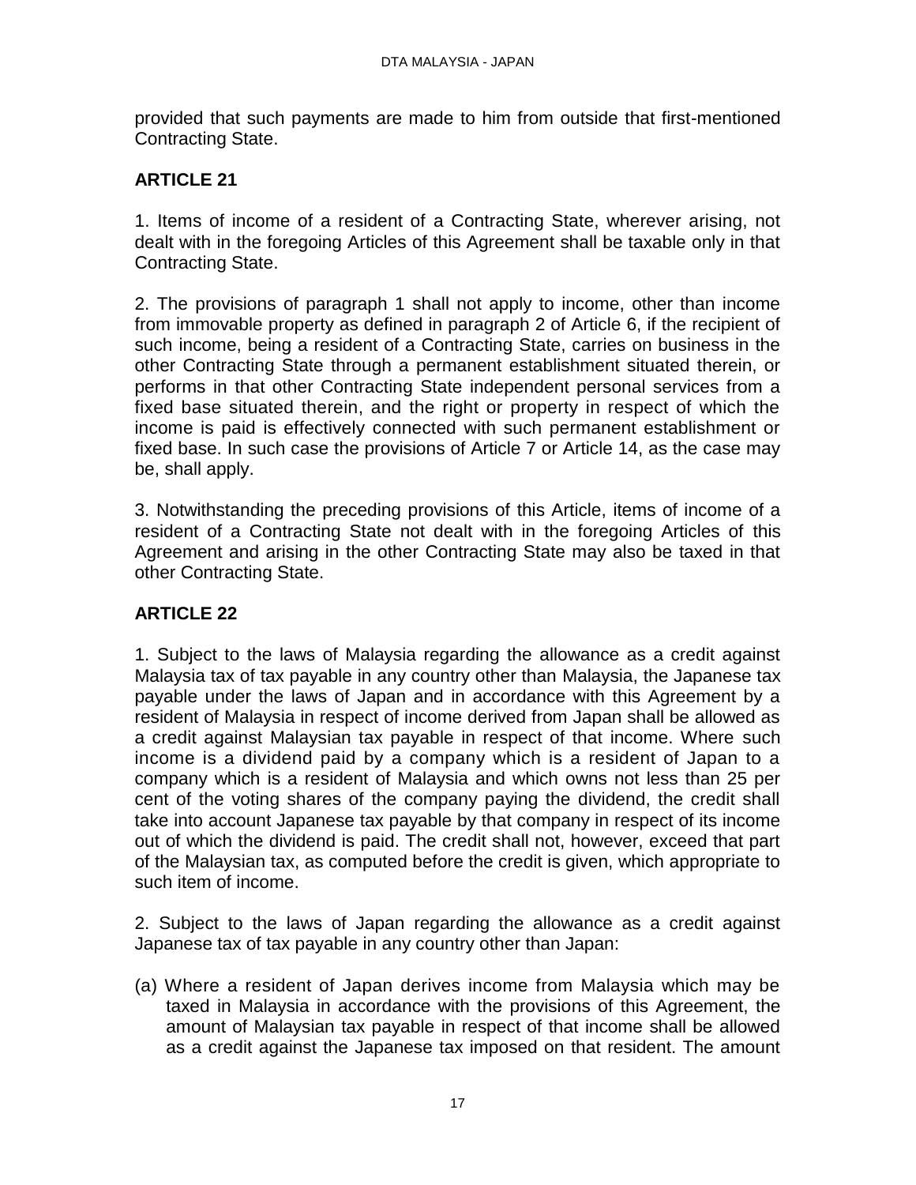provided that such payments are made to him from outside that first-mentioned Contracting State.

## ARTICLE 21

1. Items of income of a resident of a Contracting State, wherever arising, not dealt with in the foregoing Articles of this Agreement shall be taxable only in that Contracting State.

2. The provisions of paragraph 1 shall not apply to income, other than income from immovable property as defined in paragraph 2 of Article 6, if the recipient of such income, being a resident of a Contracting State, carries on business in the other Contracting State through a permanent establishment situated therein, or performs in that other Contracting State independent personal services from a fixed base situated therein, and the right or property in respect of which the income is paid is effectively connected with such permanent establishment or fixed base. In such case the provisions of Article 7 or Article 14, as the case may be, shall apply.

3. Notwithstanding the preceding provisions of this Article, items of income of a resident of a Contracting State not dealt with in the foregoing Articles of this Agreement and arising in the other Contracting State may also be taxed in that other Contracting State.

## ARTICLE 22

1. Subject to the laws of Malaysia regarding the allowance as a credit against Malaysia tax of tax payable in any country other than Malaysia, the Japanese tax payable under the laws of Japan and in accordance with this Agreement by a resident of Malaysia in respect of income derived from Japan shall be allowed as a credit against Malaysian tax payable in respect of that income. Where such income is a dividend paid by a company which is a resident of Japan to a company which is a resident of Malaysia and which owns not less than 25 per cent of the voting shares of the company paying the dividend, the credit shall take into account Japanese tax payable by that company in respect of its income out of which the dividend is paid. The credit shall not, however, exceed that part of the Malaysian tax, as computed before the credit is given, which appropriate to such item of income.

2. Subject to the laws of Japan regarding the allowance as a credit against Japanese tax of tax payable in any country other than Japan:

(a) Where a resident of Japan derives income from Malaysia which may be taxed in Malaysia in accordance with the provisions of this Agreement, the amount of Malaysian tax payable in respect of that income shall be allowed as a credit against the Japanese tax imposed on that resident. The amount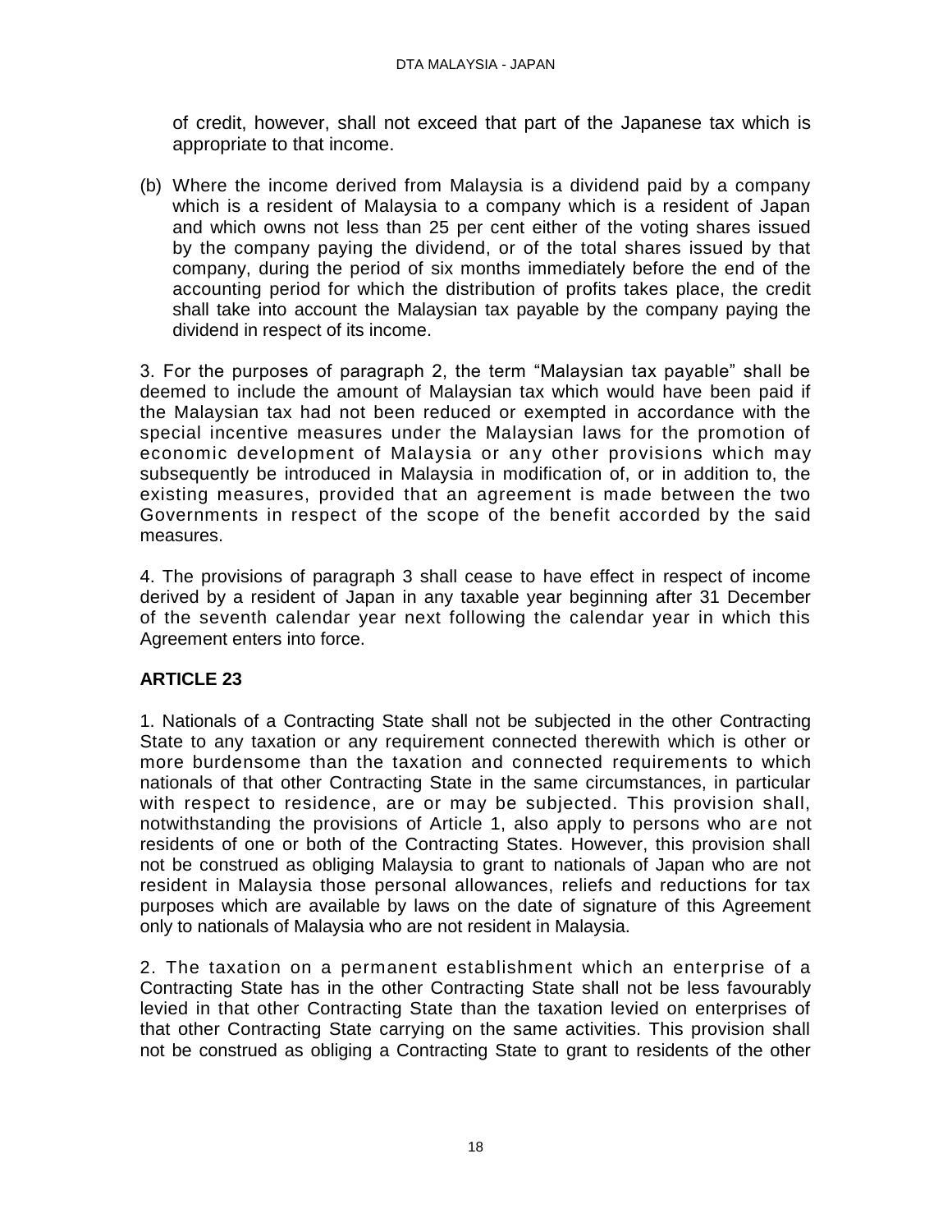of credit, however, shall not exceed that part of the Japanese tax which is appropriate to that income.

(b) Where the income derived from Malaysia is a dividend paid by a company which is a resident of Malaysia to a company which is a resident of Japan and which owns not less than 25 per cent either of the voting shares issued by the company paying the dividend, or of the total shares issued by that company, during the period of six months immediately before the end of the accounting period for which the distribution of profits takes place, the credit shall take into account the Malaysian tax payable by the company paying the dividend in respect of its income.

3. For the purposes of paragraph 2, the term "Malaysian tax payable" shall be deemed to include the amount of Malaysian tax which would have been paid if the Malaysian tax had not been reduced or exempted in accordance with the special incentive measures under the Malaysian laws for the promotion of economic development of Malaysia or any other provisions which may subsequently be introduced in Malaysia in modification of, or in addition to, the existing measures, provided that an agreement is made between the two Governments in respect of the scope of the benefit accorded by the said measures.

4. The provisions of paragraph 3 shall cease to have effect in respect of income derived by a resident of Japan in any taxable year beginning after 31 December of the seventh calendar year next following the calendar year in which this Agreement enters into force.

## ARTICLE 23

1. Nationals of a Contracting State shall not be subjected in the other Contracting State to any taxation or any requirement connected therewith which is other or more burdensome than the taxation and connected requirements to which nationals of that other Contracting State in the same circumstances, in particular with respect to residence, are or may be subjected. This provision shall, notwithstanding the provisions of Article 1, also apply to persons who are not residents of one or both of the Contracting States. However, this provision shall not be construed as obliging Malaysia to grant to nationals of Japan who are not resident in Malaysia those personal allowances, reliefs and reductions for tax purposes which are available by laws on the date of signature of this Agreement only to nationals of Malaysia who are not resident in Malaysia.

2. The taxation on a permanent establishment which an enterprise of a Contracting State has in the other Contracting State shall not be less favourably levied in that other Contracting State than the taxation levied on enterprises of that other Contracting State carrying on the same activities. This provision shall not be construed as obliging a Contracting State to grant to residents of the other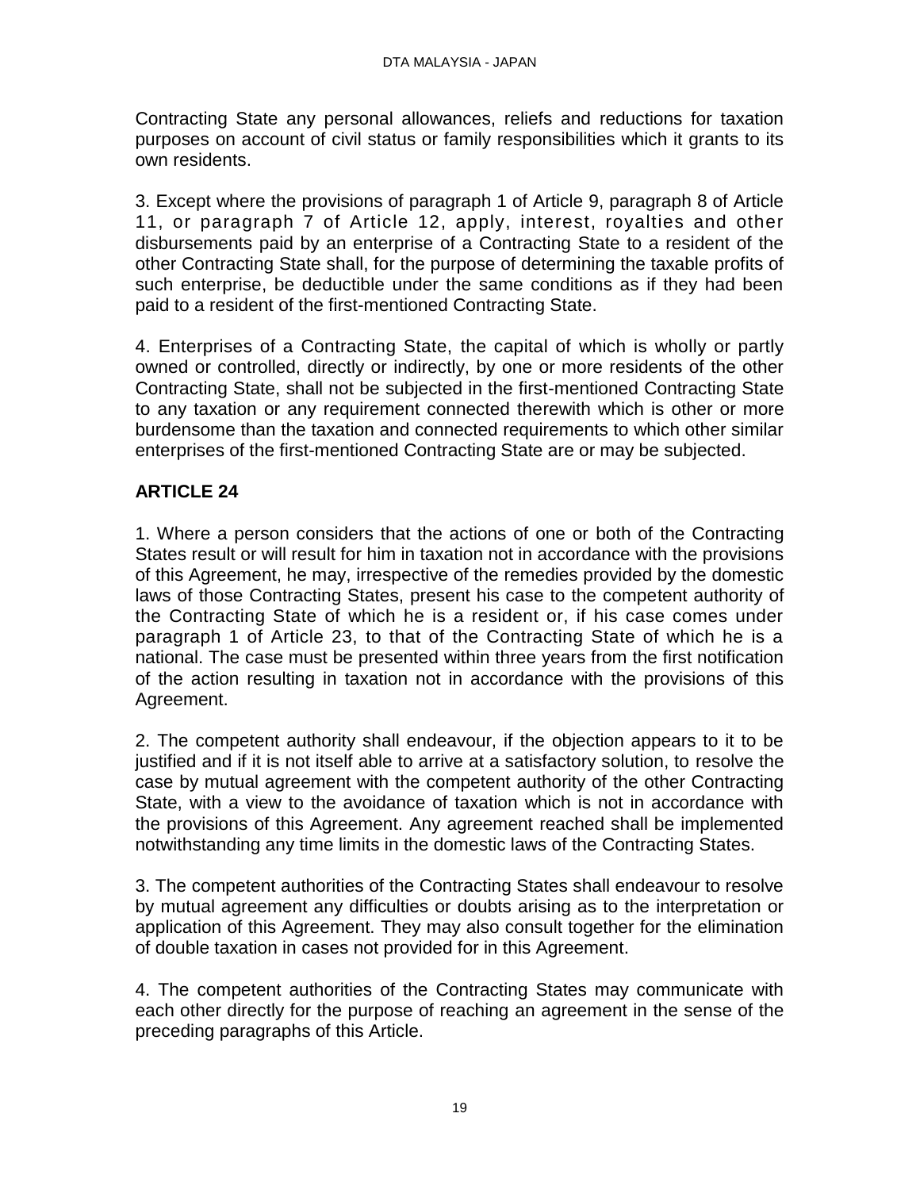Contracting State any personal allowances, reliefs and reductions for taxation purposes on account of civil status or family responsibilities which it grants to its own residents.

3. Except where the provisions of paragraph 1 of Article 9, paragraph 8 of Article 11, or paragraph 7 of Article 12, apply, interest, royalties and other disbursements paid by an enterprise of a Contracting State to a resident of the other Contracting State shall, for the purpose of determining the taxable profits of such enterprise, be deductible under the same conditions as if they had been paid to a resident of the first-mentioned Contracting State.

4. Enterprises of a Contracting State, the capital of which is wholly or partly owned or controlled, directly or indirectly, by one or more residents of the other Contracting State, shall not be subjected in the first-mentioned Contracting State to any taxation or any requirement connected therewith which is other or more burdensome than the taxation and connected requirements to which other similar enterprises of the first-mentioned Contracting State are or may be subjected.

## ARTICLE 24

1. Where a person considers that the actions of one or both of the Contracting States result or will result for him in taxation not in accordance with the provisions of this Agreement, he may, irrespective of the remedies provided by the domestic laws of those Contracting States, present his case to the competent authority of the Contracting State of which he is a resident or, if his case comes under paragraph 1 of Article 23, to that of the Contracting State of which he is a national. The case must be presented within three years from the first notification of the action resulting in taxation not in accordance with the provisions of this Agreement.

2. The competent authority shall endeavour, if the objection appears to it to be justified and if it is not itself able to arrive at a satisfactory solution, to resolve the case by mutual agreement with the competent authority of the other Contracting State, with a view to the avoidance of taxation which is not in accordance with the provisions of this Agreement. Any agreement reached shall be implemented notwithstanding any time limits in the domestic laws of the Contracting States.

3. The competent authorities of the Contracting States shall endeavour to resolve by mutual agreement any difficulties or doubts arising as to the interpretation or application of this Agreement. They may also consult together for the elimination of double taxation in cases not provided for in this Agreement.

4. The competent authorities of the Contracting States may communicate with each other directly for the purpose of reaching an agreement in the sense of the preceding paragraphs of this Article.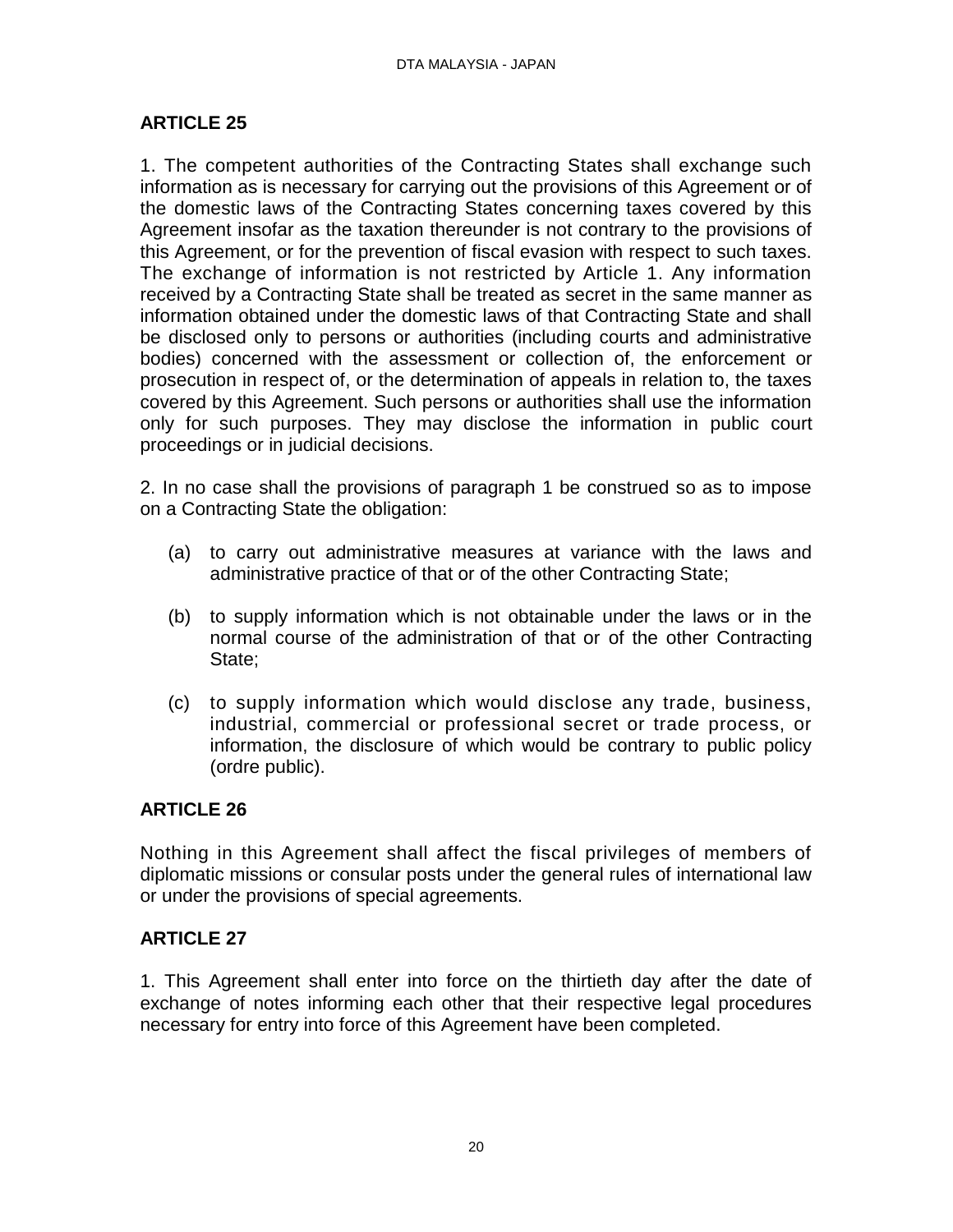## ARTICLE 25

1. The competent authorities of the Contracting States shall exchange such information as is necessary for carrying out the provisions of this Agreement or of the domestic laws of the Contracting States concerning taxes covered by this Agreement insofar as the taxation thereunder is not contrary to the provisions of this Agreement, or for the prevention of fiscal evasion with respect to such taxes. The exchange of information is not restricted by Article 1. Any information received by a Contracting State shall be treated as secret in the same manner as information obtained under the domestic laws of that Contracting State and shall be disclosed only to persons or authorities (including courts and administrative bodies) concerned with the assessment or collection of, the enforcement or prosecution in respect of, or the determination of appeals in relation to, the taxes covered by this Agreement. Such persons or authorities shall use the information only for such purposes. They may disclose the information in public court proceedings or in judicial decisions.

2. In no case shall the provisions of paragraph 1 be construed so as to impose on a Contracting State the obligation:

(a) to carry out administrative measures at variance with the laws and administrative practice of that or of the other Contracting State;

(b) to supply information which is not obtainable under the laws or in the normal course of the administration of that or of the other Contracting State;

(c) to supply information which would disclose any trade, business, industrial, commercial or professional secret or trade process, or information, the disclosure of which would be contrary to public policy (ordre public).

## ARTICLE 26

Nothing in this Agreement shall affect the fiscal privileges of members of diplomatic missions or consular posts under the general rules of international law or under the provisions of special agreements.

## ARTICLE 27

1. This Agreement shall enter into force on the thirtieth day after the date of exchange of notes informing each other that their respective legal procedures necessary for entry into force of this Agreement have been completed.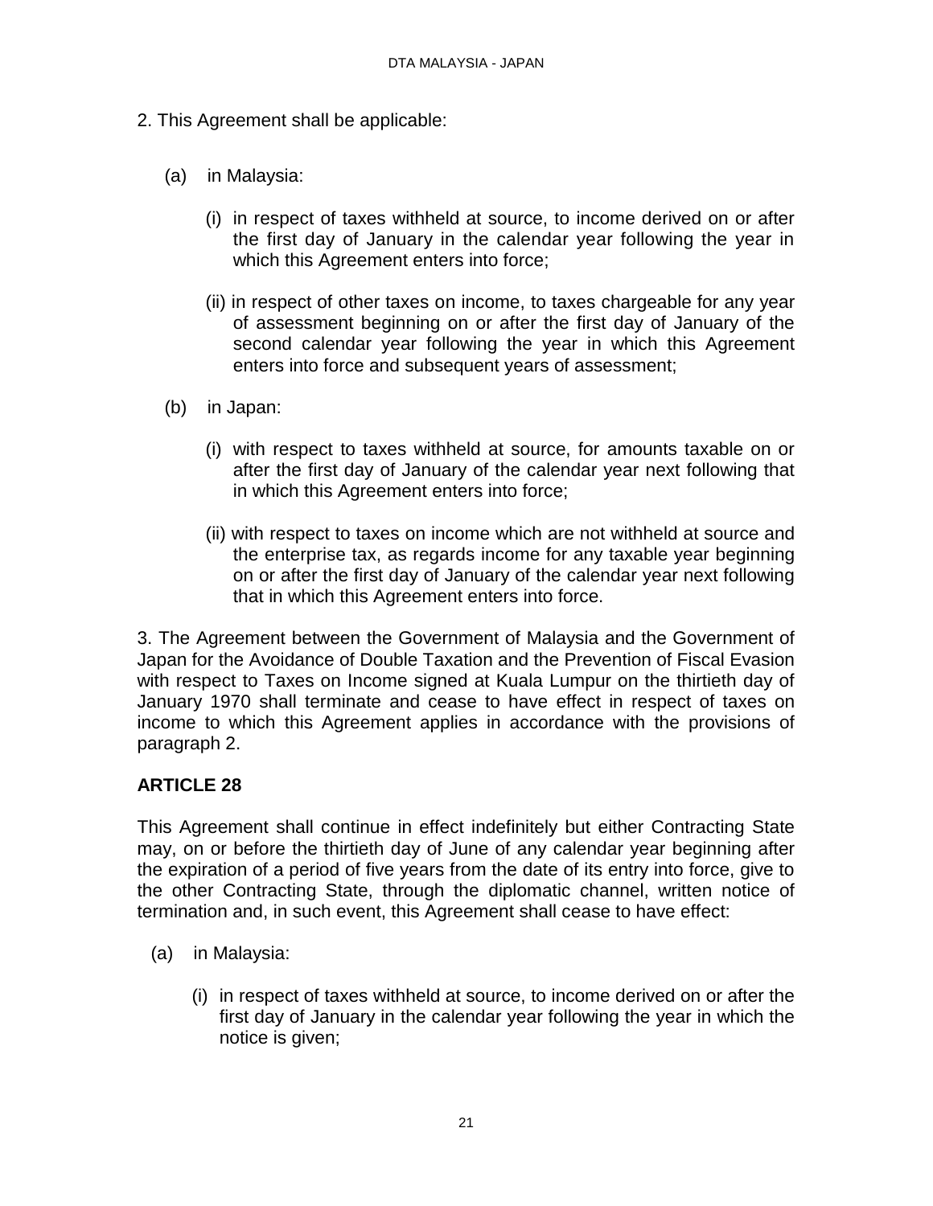2. This Agreement shall be applicable:

(a) in Malaysia:

(i) in respect of taxes withheld at source, to income derived on or after the first day of January in the calendar year following the year in which this Agreement enters into force;

(ii) in respect of other taxes on income, to taxes chargeable for any year of assessment beginning on or after the first day of January of the second calendar year following the year in which this Agreement enters into force and subsequent years of assessment;

(b) in Japan:

(i) with respect to taxes withheld at source, for amounts taxable on or after the first day of January of the calendar year next following that in which this Agreement enters into force;

(ii) with respect to taxes on income which are not withheld at source and the enterprise tax, as regards income for any taxable year beginning on or after the first day of January of the calendar year next following that in which this Agreement enters into force.

3. The Agreement between the Government of Malaysia and the Government of Japan for the Avoidance of Double Taxation and the Prevention of Fiscal Evasion with respect to Taxes on Income signed at Kuala Lumpur on the thirtieth day of January 1970 shall terminate and cease to have effect in respect of taxes on income to which this Agreement applies in accordance with the provisions of paragraph 2.

**ARTICLE 28**

This Agreement shall continue in effect indefinitely but either Contracting State may, on or before the thirtieth day of June of any calendar year beginning after the expiration of a period of five years from the date of its entry into force, give to the other Contracting State, through the diplomatic channel, written notice of termination and, in such event, this Agreement shall cease to have effect:

(a) in Malaysia:

(i) in respect of taxes withheld at source, to income derived on or after the first day of January in the calendar year following the year in which the notice is given;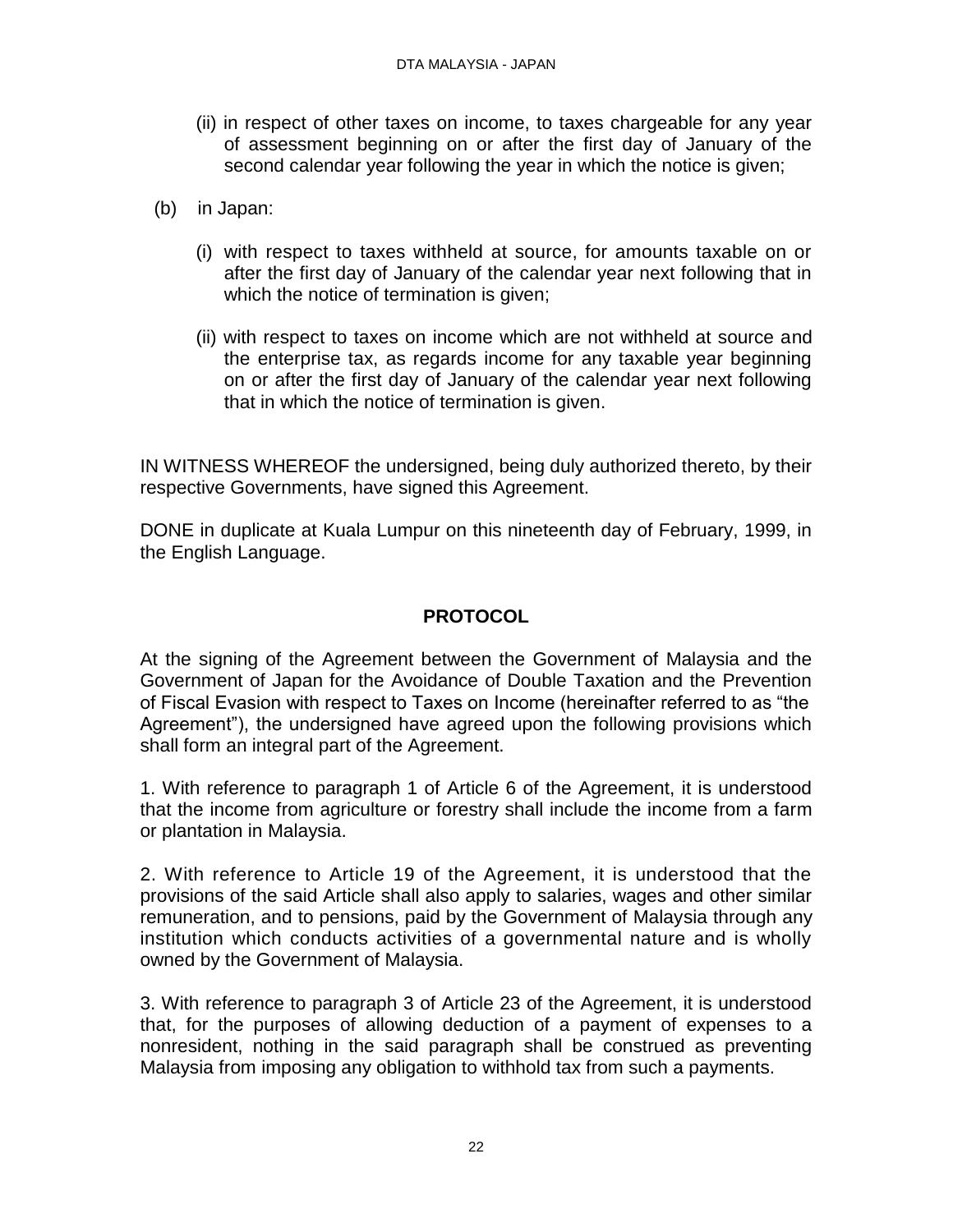(ii) in respect of other taxes on income, to taxes chargeable for any year of assessment beginning on or after the first day of January of the second calendar year following the year in which the notice is given;

(b) in Japan:

(i) with respect to taxes withheld at source, for amounts taxable on or after the first day of January of the calendar year next following that in which the notice of termination is given;

(ii) with respect to taxes on income which are not withheld at source and the enterprise tax, as regards income for any taxable year beginning on or after the first day of January of the calendar year next following that in which the notice of termination is given.

IN WITNESS WHEREOF the undersigned, being duly authorized thereto, by their respective Governments, have signed this Agreement.

DONE in duplicate at Kuala Lumpur on this nineteenth day of February, 1999, in the English Language.

## PROTOCOL

At the signing of the Agreement between the Government of Malaysia and the Government of Japan for the Avoidance of Double Taxation and the Prevention of Fiscal Evasion with respect to Taxes on Income (hereinafter referred to as "the Agreement"), the undersigned have agreed upon the following provisions which shall form an integral part of the Agreement.

1. With reference to paragraph 1 of Article 6 of the Agreement, it is understood that the income from agriculture or forestry shall include the income from a farm or plantation in Malaysia.

2. With reference to Article 19 of the Agreement, it is understood that the provisions of the said Article shall also apply to salaries, wages and other similar remuneration, and to pensions, paid by the Government of Malaysia through any institution which conducts activities of a governmental nature and is wholly owned by the Government of Malaysia.

3. With reference to paragraph 3 of Article 23 of the Agreement, it is understood that, for the purposes of allowing deduction of a payment of expenses to a nonresident, nothing in the said paragraph shall be construed as preventing Malaysia from imposing any obligation to withhold tax from such a payments.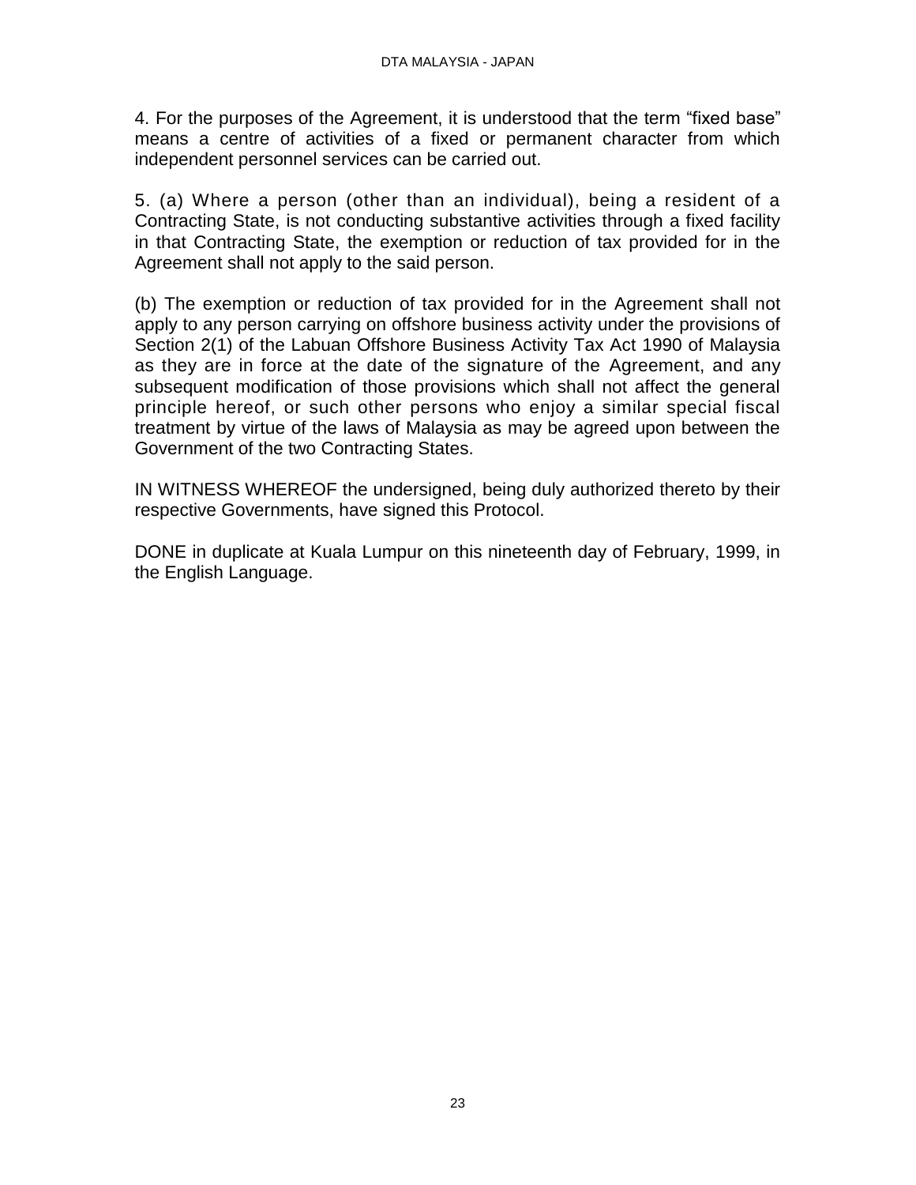4. For the purposes of the Agreement, it is understood that the term “fixed base” means a centre of activities of a fixed or permanent character from which independent personnel services can be carried out.

5. (a) Where a person (other than an individual), being a resident of a Contracting State, is not conducting substantive activities through a fixed facility in that Contracting State, the exemption or reduction of tax provided for in the Agreement shall not apply to the said person.

(b) The exemption or reduction of tax provided for in the Agreement shall not apply to any person carrying on offshore business activity under the provisions of Section 2(1) of the Labuan Offshore Business Activity Tax Act 1990 of Malaysia as they are in force at the date of the signature of the Agreement, and any subsequent modification of those provisions which shall not affect the general principle hereof, or such other persons who enjoy a similar special fiscal treatment by virtue of the laws of Malaysia as may be agreed upon between the Government of the two Contracting States.

IN WITNESS WHEREOF the undersigned, being duly authorized thereto by their respective Governments, have signed this Protocol.

DONE in duplicate at Kuala Lumpur on this nineteenth day of February, 1999, in the English Language.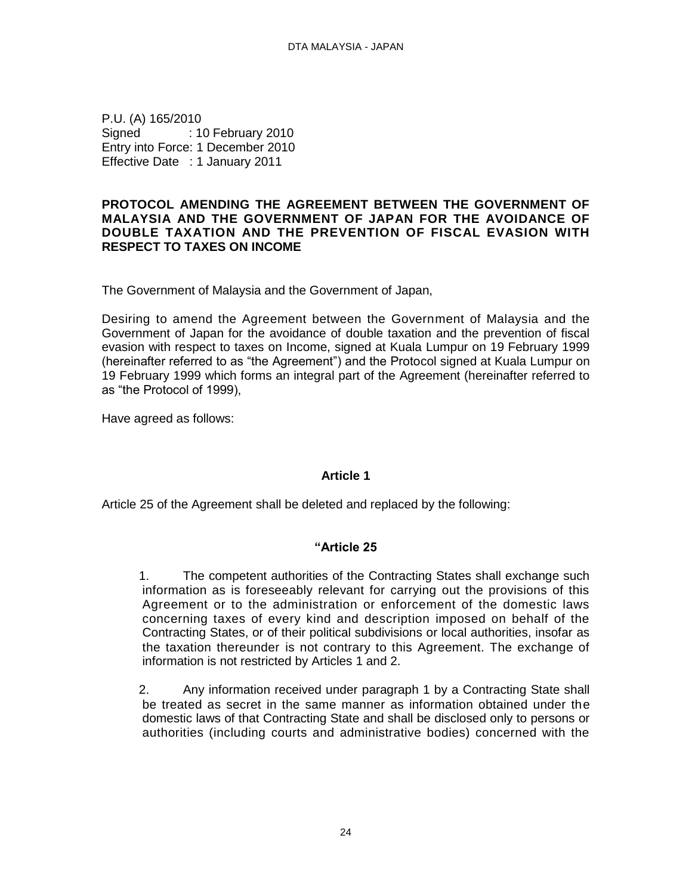P.U. (A) 165/2010
Signed : 10 February 2010
Entry into Force: 1 December 2010
Effective Date : 1 January 2011

**PROTOCOL AMENDING THE AGREEMENT BETWEEN THE GOVERNMENT OF MALAYSIA AND THE GOVERNMENT OF JAPAN FOR THE AVOIDANCE OF DOUBLE TAXATION AND THE PREVENTION OF FISCAL EVASION WITH RESPECT TO TAXES ON INCOME**

The Government of Malaysia and the Government of Japan,

Desiring to amend the Agreement between the Government of Malaysia and the Government of Japan for the avoidance of double taxation and the prevention of fiscal evasion with respect to taxes on Income, signed at Kuala Lumpur on 19 February 1999 (hereinafter referred to as "the Agreement") and the Protocol signed at Kuala Lumpur on 19 February 1999 which forms an integral part of the Agreement (hereinafter referred to as "the Protocol of 1999),

Have agreed as follows:

**Article 1**

Article 25 of the Agreement shall be deleted and replaced by the following:

**"Article 25**

1. The competent authorities of the Contracting States shall exchange such information as is foreseeably relevant for carrying out the provisions of this Agreement or to the administration or enforcement of the domestic laws concerning taxes of every kind and description imposed on behalf of the Contracting States, or of their political subdivisions or local authorities, insofar as the taxation thereunder is not contrary to this Agreement. The exchange of information is not restricted by Articles 1 and 2.

2. Any information received under paragraph 1 by a Contracting State shall be treated as secret in the same manner as information obtained under the domestic laws of that Contracting State and shall be disclosed only to persons or authorities (including courts and administrative bodies) concerned with the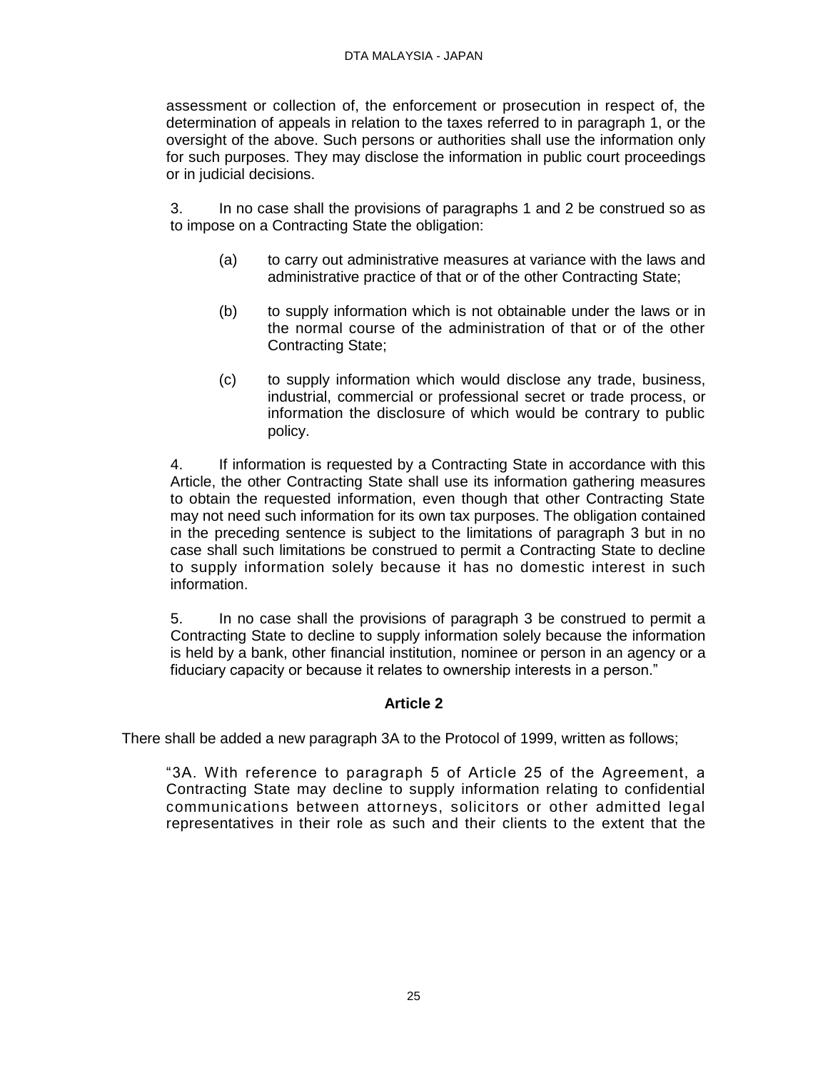assessment or collection of, the enforcement or prosecution in respect of, the determination of appeals in relation to the taxes referred to in paragraph 1, or the oversight of the above. Such persons or authorities shall use the information only for such purposes. They may disclose the information in public court proceedings or in judicial decisions.

3. In no case shall the provisions of paragraphs 1 and 2 be construed so as to impose on a Contracting State the obligation:

(a) to carry out administrative measures at variance with the laws and administrative practice of that or of the other Contracting State;

(b) to supply information which is not obtainable under the laws or in the normal course of the administration of that or of the other Contracting State;

(c) to supply information which would disclose any trade, business, industrial, commercial or professional secret or trade process, or information the disclosure of which would be contrary to public policy.

4. If information is requested by a Contracting State in accordance with this Article, the other Contracting State shall use its information gathering measures to obtain the requested information, even though that other Contracting State may not need such information for its own tax purposes. The obligation contained in the preceding sentence is subject to the limitations of paragraph 3 but in no case shall such limitations be construed to permit a Contracting State to decline to supply information solely because it has no domestic interest in such information.

5. In no case shall the provisions of paragraph 3 be construed to permit a Contracting State to decline to supply information solely because the information is held by a bank, other financial institution, nominee or person in an agency or a fiduciary capacity or because it relates to ownership interests in a person."

**Article 2**

There shall be added a new paragraph 3A to the Protocol of 1999, written as follows;

"3A. With reference to paragraph 5 of Article 25 of the Agreement, a Contracting State may decline to supply information relating to confidential communications between attorneys, solicitors or other admitted legal representatives in their role as such and their clients to the extent that the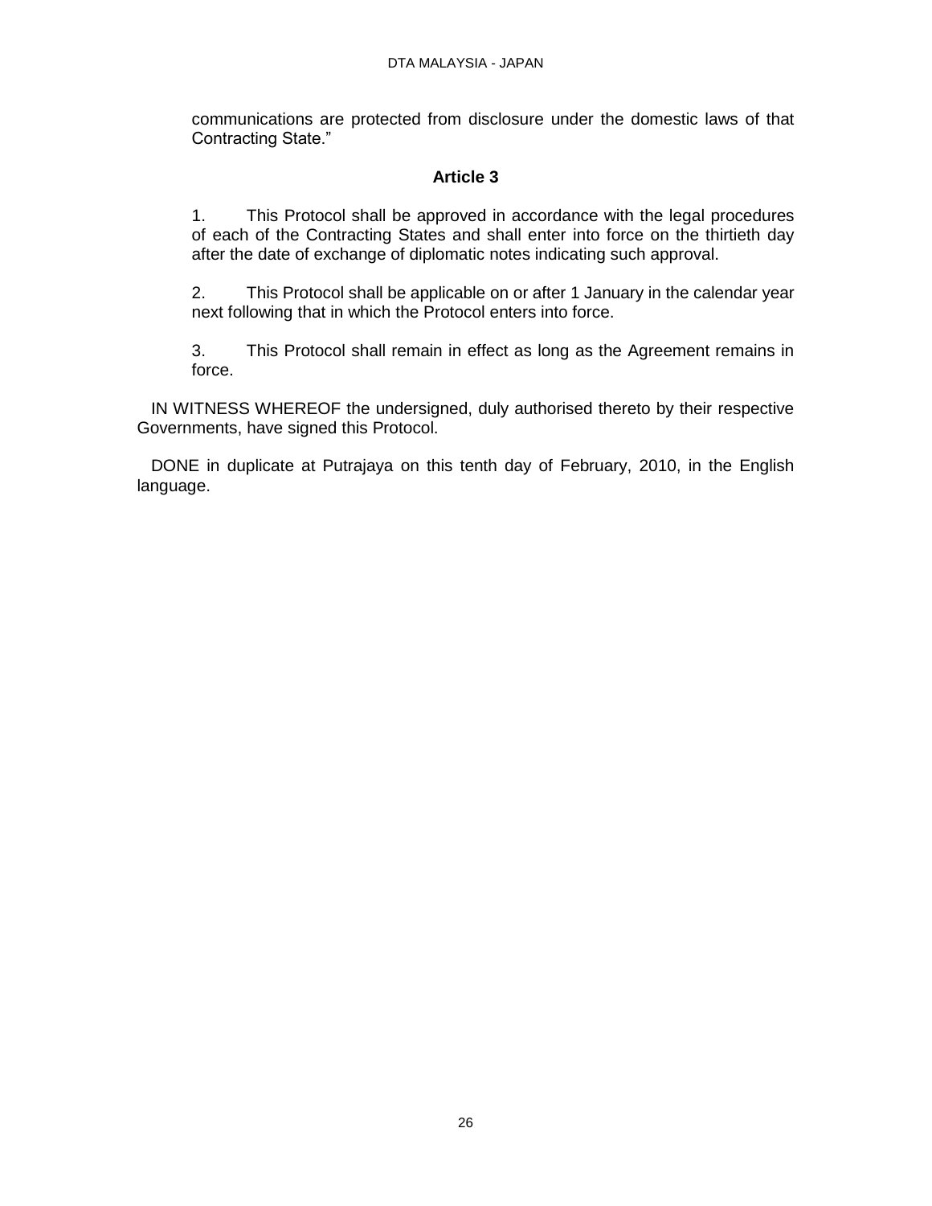communications are protected from disclosure under the domestic laws of that Contracting State."

**Article 3**

1. This Protocol shall be approved in accordance with the legal procedures of each of the Contracting States and shall enter into force on the thirtieth day after the date of exchange of diplomatic notes indicating such approval.

2. This Protocol shall be applicable on or after 1 January in the calendar year next following that in which the Protocol enters into force.

3. This Protocol shall remain in effect as long as the Agreement remains in force.

IN WITNESS WHEREOF the undersigned, duly authorised thereto by their respective Governments, have signed this Protocol.

DONE in duplicate at Putrajaya on this tenth day of February, 2010, in the English language.